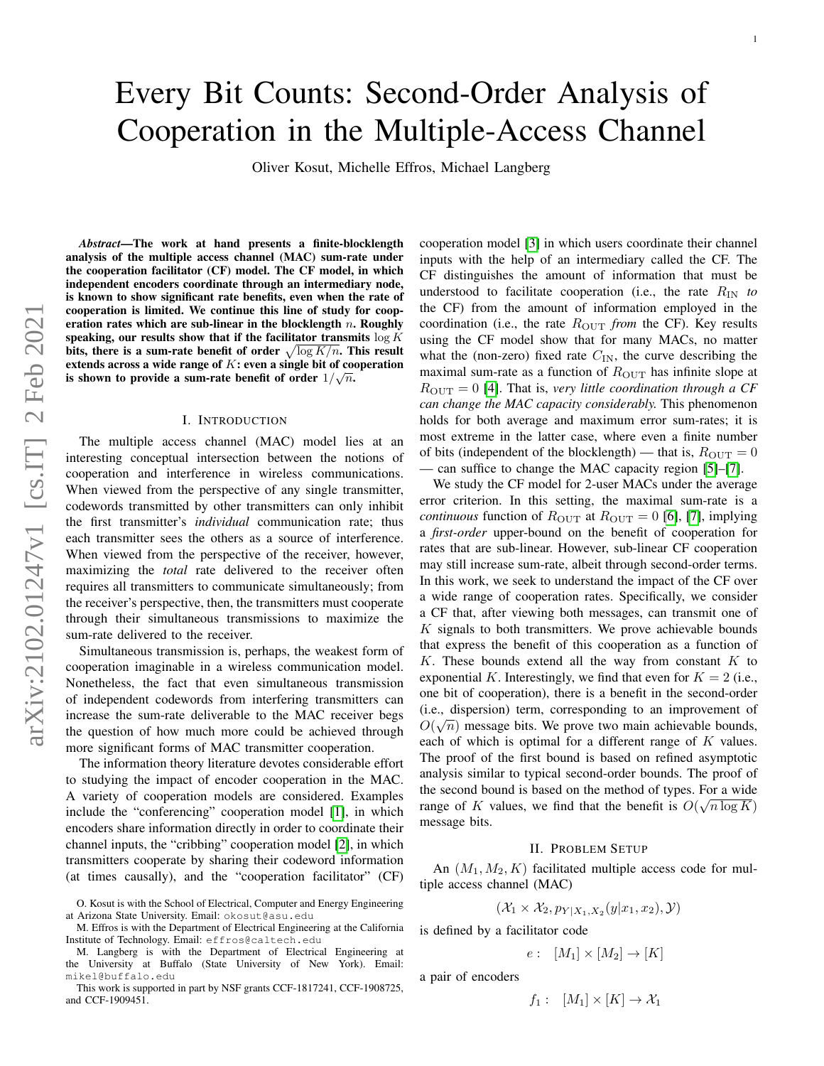# Every Bit Counts: Second-Order Analysis of Cooperation in the Multiple-Access Channel

Oliver Kosut, Michelle Effros, Michael Langberg

***Abstract*—The work at hand presents a finite-blocklength analysis of the multiple access channel (MAC) sum-rate under the cooperation facilitator (CF) model. The CF model, in which independent encoders coordinate through an intermediary node, is known to show significant rate benefits, even when the rate of cooperation is limited. We continue this line of study for cooperation rates which are sub-linear in the blocklength $n$. Roughly speaking, our results show that if the facilitator transmits $\log K$ bits, there is a sum-rate benefit of order $\sqrt{\log K/n}$. This result extends across a wide range of $K$: even a single bit of cooperation is shown to provide a sum-rate benefit of order $1/\sqrt{n}$.**

## I. Introduction

The multiple access channel (MAC) model lies at an interesting conceptual intersection between the notions of cooperation and interference in wireless communications. When viewed from the perspective of any single transmitter, codewords transmitted by other transmitters can only inhibit the first transmitter's *individual* communication rate; thus each transmitter sees the others as a source of interference. When viewed from the perspective of the receiver, however, maximizing the *total* rate delivered to the receiver often requires all transmitters to communicate simultaneously; from the receiver's perspective, then, the transmitters must cooperate through their simultaneous transmissions to maximize the sum-rate delivered to the receiver.

Simultaneous transmission is, perhaps, the weakest form of cooperation imaginable in a wireless communication model. Nonetheless, the fact that even simultaneous transmission of independent codewords from interfering transmitters can increase the sum-rate deliverable to the MAC receiver begs the question of how much more could be achieved through more significant forms of MAC transmitter cooperation.

The information theory literature devotes considerable effort to studying the impact of encoder cooperation in the MAC. A variety of cooperation models are considered. Examples include the "conferencing" cooperation model [1], in which encoders share information directly in order to coordinate their channel inputs, the "cribbing" cooperation model [2], in which transmitters cooperate by sharing their codeword information (at times causally), and the "cooperation facilitator" (CF) cooperation model [3] in which users coordinate their channel inputs with the help of an intermediary called the CF. The CF distinguishes the amount of information that must be understood to facilitate cooperation (i.e., the rate $R_{\text{IN}}$ *to* the CF) from the amount of information employed in the coordination (i.e., the rate $R_{\text{OUT}}$ *from* the CF). Key results using the CF model show that for many MACs, no matter what the (non-zero) fixed rate $C_{\text{IN}}$, the curve describing the maximal sum-rate as a function of $R_{\text{OUT}}$ has infinite slope at $R_{\text{OUT}} = 0$ [4]. That is, *very little coordination through a CF can change the MAC capacity considerably.* This phenomenon holds for both average and maximum error sum-rates; it is most extreme in the latter case, where even a finite number of bits (independent of the blocklength) — that is, $R_{\text{OUT}} = 0$ — can suffice to change the MAC capacity region [5]–[7].

We study the CF model for 2-user MACs under the average error criterion. In this setting, the maximal sum-rate is a *continuous* function of $R_{\text{OUT}}$ at $R_{\text{OUT}} = 0$ [6], [7], implying a *first-order* upper-bound on the benefit of cooperation for rates that are sub-linear. However, sub-linear CF cooperation may still increase sum-rate, albeit through second-order terms. In this work, we seek to understand the impact of the CF over a wide range of cooperation rates. Specifically, we consider a CF that, after viewing both messages, can transmit one of $K$ signals to both transmitters. We prove achievable bounds that express the benefit of this cooperation as a function of $K$. These bounds extend all the way from constant $K$ to exponential $K$. Interestingly, we find that even for $K = 2$ (i.e., one bit of cooperation), there is a benefit in the second-order (i.e., dispersion) term, corresponding to an improvement of $O(\sqrt{n})$ message bits. We prove two main achievable bounds, each of which is optimal for a different range of $K$ values. The proof of the first bound is based on refined asymptotic analysis similar to typical second-order bounds. The proof of the second bound is based on the method of types. For a wide range of $K$ values, we find that the benefit is $O(\sqrt{n \log K})$ message bits.

## II. Problem Setup

An $(M_1, M_2, K)$ facilitated multiple access code for multiple access channel (MAC)

$$(\mathcal{X}_1 \times \mathcal{X}_2, p_{Y|X_1,X_2}(y|x_1, x_2), \mathcal{Y})$$

is defined by a facilitator code

$$e : \quad [M_1] \times [M_2] \to [K]$$

a pair of encoders

$$f_1 : \quad [M_1] \times [K] \to \mathcal{X}_1$$

O. Kosut is with the School of Electrical, Computer and Energy Engineering at Arizona State University. Email: okosut@asu.edu

M. Effros is with the Department of Electrical Engineering at the California Institute of Technology. Email: effros@caltech.edu

M. Langberg is with the Department of Electrical Engineering at the University at Buffalo (State University of New York). Email: mikel@buffalo.edu

This work is supported in part by NSF grants CCF-1817241, CCF-1908725, and CCF-1909451.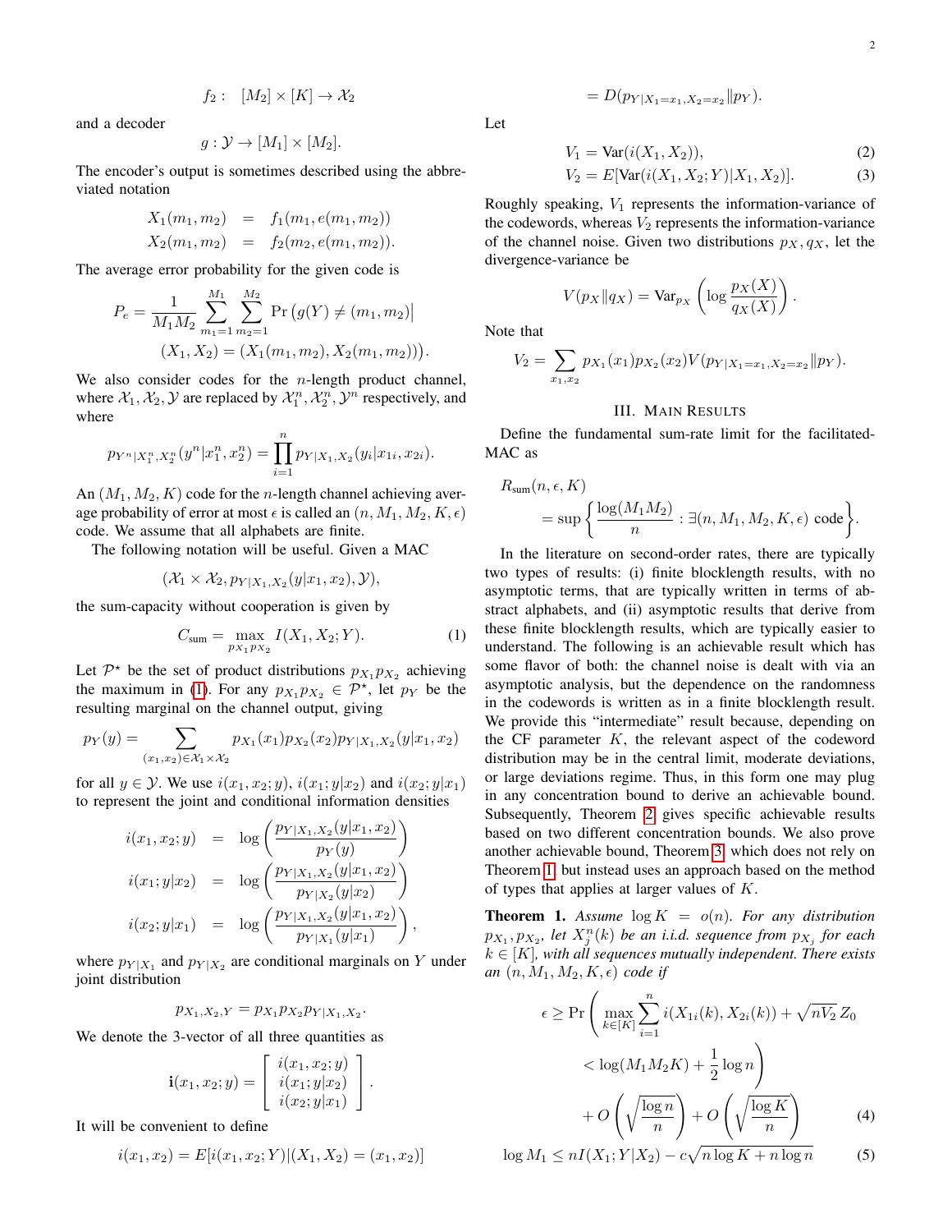$$f_2: \quad [M_2] \times [K] \to \mathcal{X}_2$$

and a decoder

$$g: \mathcal{Y} \to [M_1] \times [M_2].$$

The encoder's output is sometimes described using the abbreviated notation

$$\begin{aligned} X_1(m_1, m_2) &= f_1(m_1, e(m_1, m_2)) \\ X_2(m_1, m_2) &= f_2(m_2, e(m_1, m_2)). \end{aligned}$$

The average error probability for the given code is

$$P_e = \frac{1}{M_1 M_2} \sum_{m_1=1}^{M_1} \sum_{m_2=1}^{M_2} \Pr\big(g(Y) \neq (m_1, m_2) \big| \\ (X_1, X_2) = (X_1(m_1, m_2), X_2(m_1, m_2))\big).$$

We also consider codes for the $n$-length product channel, where $\mathcal{X}_1, \mathcal{X}_2, \mathcal{Y}$ are replaced by $\mathcal{X}_1^n, \mathcal{X}_2^n, \mathcal{Y}^n$ respectively, and where

$$p_{Y^n|X_1^n, X_2^n}(y^n | x_1^n, x_2^n) = \prod_{i=1}^n p_{Y|X_1,X_2}(y_i | x_{1i}, x_{2i}).$$

An $(M_1, M_2, K)$ code for the $n$-length channel achieving average probability of error at most $\epsilon$ is called an $(n, M_1, M_2, K, \epsilon)$ code. We assume that all alphabets are finite.

The following notation will be useful. Given a MAC

$$(\mathcal{X}_1 \times \mathcal{X}_2, p_{Y|X_1,X_2}(y|x_1,x_2), \mathcal{Y}),$$

the sum-capacity without cooperation is given by

$$C_{\text{sum}} = \max_{p_{X_1} p_{X_2}} I(X_1, X_2; Y). \tag{1}$$

Let $\mathcal{P}^\star$ be the set of product distributions $p_{X_1} p_{X_2}$ achieving the maximum in (1). For any $p_{X_1} p_{X_2} \in \mathcal{P}^\star$, let $p_Y$ be the resulting marginal on the channel output, giving

$$p_Y(y) = \sum_{(x_1, x_2) \in \mathcal{X}_1 \times \mathcal{X}_2} p_{X_1}(x_1) p_{X_2}(x_2) p_{Y|X_1,X_2}(y|x_1, x_2)$$

for all $y \in \mathcal{Y}$. We use $i(x_1, x_2; y)$, $i(x_1; y|x_2)$ and $i(x_2; y|x_1)$ to represent the joint and conditional information densities

$$\begin{aligned} i(x_1, x_2; y) &= \log\left(\frac{p_{Y|X_1,X_2}(y|x_1,x_2)}{p_Y(y)}\right) \\ i(x_1; y|x_2) &= \log\left(\frac{p_{Y|X_1,X_2}(y|x_1,x_2)}{p_{Y|X_2}(y|x_2)}\right) \\ i(x_2; y|x_1) &= \log\left(\frac{p_{Y|X_1,X_2}(y|x_1,x_2)}{p_{Y|X_1}(y|x_1)}\right), \end{aligned}$$

where $p_{Y|X_1}$ and $p_{Y|X_2}$ are conditional marginals on $Y$ under joint distribution

$$p_{X_1, X_2, Y} = p_{X_1} p_{X_2} p_{Y|X_1, X_2}.$$

We denote the 3-vector of all three quantities as

$$\mathbf{i}(x_1, x_2; y) = \begin{bmatrix} i(x_1, x_2; y) \\ i(x_1; y|x_2) \\ i(x_2; y|x_1) \end{bmatrix}.$$

It will be convenient to define

$$\begin{aligned} i(x_1, x_2) &= E[i(x_1, x_2; Y) | (X_1, X_2) = (x_1, x_2)] \\ &= D(p_{Y|X_1=x_1, X_2=x_2} \| p_Y). \end{aligned}$$

Let

$$\begin{aligned} V_1 &= \text{Var}(i(X_1, X_2)), & (2) \\ V_2 &= E[\text{Var}(i(X_1, X_2; Y) | X_1, X_2)]. & (3) \end{aligned}$$

Roughly speaking, $V_1$ represents the information-variance of the codewords, whereas $V_2$ represents the information-variance of the channel noise. Given two distributions $p_X, q_X$, let the divergence-variance be

$$V(p_X \| q_X) = \text{Var}_{p_X}\left(\log \frac{p_X(X)}{q_X(X)}\right).$$

Note that

$$V_2 = \sum_{x_1, x_2} p_{X_1}(x_1) p_{X_2}(x_2) V(p_{Y|X_1=x_1, X_2=x_2} \| p_Y).$$

## III. Main Results

Define the fundamental sum-rate limit for the facilitated-MAC as

$$R_{\text{sum}}(n, \epsilon, K) \\ = \sup\left\{\frac{\log(M_1 M_2)}{n} : \exists (n, M_1, M_2, K, \epsilon) \text{ code}\right\}.$$

In the literature on second-order rates, there are typically two types of results: (i) finite blocklength results, with no asymptotic terms, that are typically written in terms of abstract alphabets, and (ii) asymptotic results that derive from these finite blocklength results, which are typically easier to understand. The following is an achievable result which has some flavor of both: the channel noise is dealt with via an asymptotic analysis, but the dependence on the randomness in the codewords is written as in a finite blocklength result. We provide this "intermediate" result because, depending on the CF parameter $K$, the relevant aspect of the codeword distribution may be in the central limit, moderate deviations, or large deviations regime. Thus, in this form one may plug in any concentration bound to derive an achievable bound. Subsequently, Theorem 2 gives specific achievable results based on two different concentration bounds. We also prove another achievable bound, Theorem 3, which does not rely on Theorem 1, but instead uses an approach based on the method of types that applies at larger values of $K$.

**Theorem 1.** *Assume $\log K = o(n)$. For any distribution $p_{X_1}, p_{X_2}$, let $X_j^n(k)$ be an i.i.d. sequence from $p_{X_j}$ for each $k \in [K]$, with all sequences mutually independent. There exists an $(n, M_1, M_2, K, \epsilon)$ code if*

$$\begin{aligned} \epsilon \geq \Pr\Bigg(&\max_{k \in [K]} \sum_{i=1}^n i(X_{1i}(k), X_{2i}(k)) + \sqrt{nV_2}\, Z_0 \\ &< \log(M_1 M_2 K) + \frac{1}{2}\log n\Bigg) \\ &+ O\left(\sqrt{\frac{\log n}{n}}\right) + O\left(\sqrt{\frac{\log K}{n}}\right) \end{aligned} \tag{4}$$

$$\log M_1 \leq nI(X_1; Y|X_2) - c\sqrt{n \log K + n \log n} \tag{5}$$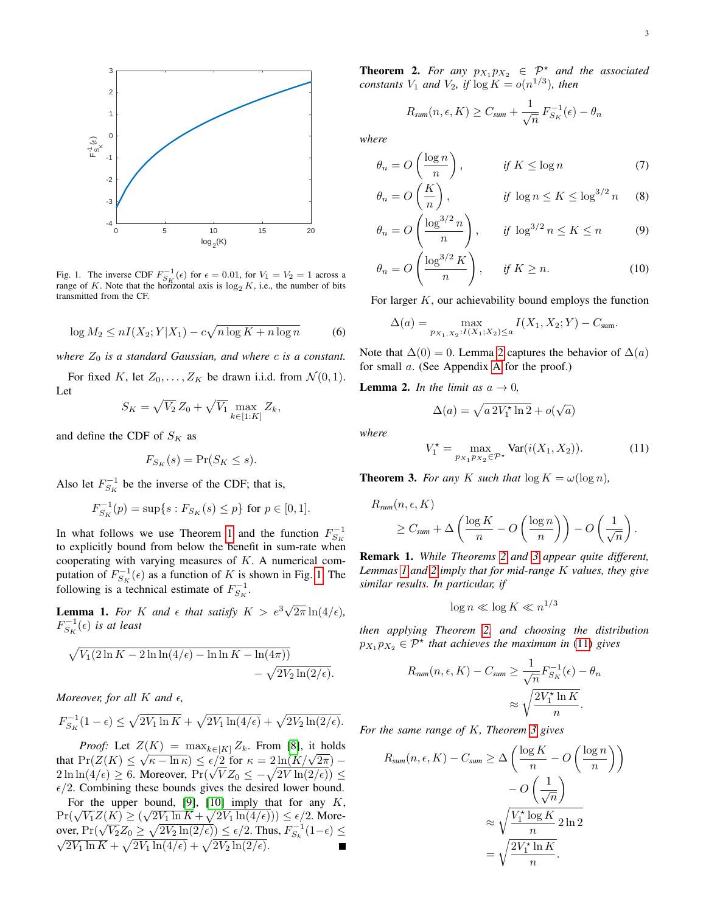Fig. 1. The inverse CDF $F^{-1}_{S_K}(\epsilon)$ for $\epsilon = 0.01$, for $V_1 = V_2 = 1$ across a range of $K$. Note that the horizontal axis is $\log_2 K$, i.e., the number of bits transmitted from the CF.

$$\log M_2 \le nI(X_2;Y|X_1) - c\sqrt{n\log K + n\log n} \tag{6}$$

*where $Z_0$ is a standard Gaussian, and where $c$ is a constant.*

For fixed $K$, let $Z_0, \ldots, Z_K$ be drawn i.i.d. from $\mathcal{N}(0,1)$. Let

$$S_K = \sqrt{V_2}\, Z_0 + \sqrt{V_1} \max_{k\in[1:K]} Z_k,$$

and define the CDF of $S_K$ as

$$F_{S_K}(s) = \Pr(S_K \le s).$$

Also let $F^{-1}_{S_K}$ be the inverse of the CDF; that is,

$$F^{-1}_{S_K}(p) = \sup\{s : F_{S_K}(s) \le p\} \text{ for } p \in [0,1].$$

In what follows we use Theorem 1 and the function $F^{-1}_{S_K}$ to explicitly bound from below the benefit in sum-rate when cooperating with varying measures of $K$. A numerical computation of $F^{-1}_{S_K}(\epsilon)$ as a function of $K$ is shown in Fig. 1. The following is a technical estimate of $F^{-1}_{S_K}$.

**Lemma 1.** *For $K$ and $\epsilon$ that satisfy $K > e^3\sqrt{2\pi}\ln(4/\epsilon)$, $F^{-1}_{S_K}(\epsilon)$ is at least*

$$\sqrt{V_1(2\ln K - 2\ln\ln(4/\epsilon) - \ln\ln K - \ln(4\pi))} - \sqrt{2V_2\ln(2/\epsilon)}.$$

*Moreover, for all $K$ and $\epsilon$,*

$$F^{-1}_{S_K}(1-\epsilon) \le \sqrt{2V_1\ln K} + \sqrt{2V_1\ln(4/\epsilon)} + \sqrt{2V_2\ln(2/\epsilon)}.$$

*Proof:* Let $Z(K) = \max_{k\in[K]} Z_k$. From [8], it holds that $\Pr(Z(K) \le \sqrt{\kappa - \ln\kappa}) \le \epsilon/2$ for $\kappa = 2\ln(K/\sqrt{2\pi}) - 2\ln\ln(4/\epsilon) \ge 6$. Moreover, $\Pr(\sqrt{V}Z_0 \le -\sqrt{2V\ln(2/\epsilon)}) \le \epsilon/2$. Combining these bounds gives the desired lower bound.

For the upper bound, [9], [10] imply that for any $K$, $\Pr(\sqrt{V_1}Z(K) \ge (\sqrt{2V_1\ln K} + \sqrt{2V_1\ln(4/\epsilon)})) \le \epsilon/2$. Moreover, $\Pr(\sqrt{V_2}Z_0 \ge \sqrt{2V_2\ln(2/\epsilon)}) \le \epsilon/2$. Thus, $F^{-1}_{S_K}(1-\epsilon) \le \sqrt{2V_1\ln K} + \sqrt{2V_1\ln(4/\epsilon)} + \sqrt{2V_2\ln(2/\epsilon)}$. ∎

**Theorem 2.** *For any $p_{X_1}p_{X_2} \in \mathcal{P}^\star$ and the associated constants $V_1$ and $V_2$, if $\log K = o(n^{1/3})$, then*

$$R_{\text{sum}}(n,\epsilon,K) \ge C_{\text{sum}} + \frac{1}{\sqrt{n}} F^{-1}_{S_K}(\epsilon) - \theta_n$$

*where*

$$\theta_n = O\left(\frac{\log n}{n}\right), \qquad \text{if } K \le \log n \tag{7}$$

$$\theta_n = O\left(\frac{K}{n}\right), \qquad \text{if } \log n \le K \le \log^{3/2} n \tag{8}$$

$$\theta_n = O\left(\frac{\log^{3/2} n}{n}\right), \qquad \text{if } \log^{3/2} n \le K \le n \tag{9}$$

$$\theta_n = O\left(\frac{\log^{3/2} K}{n}\right), \qquad \text{if } K \ge n. \tag{10}$$

For larger $K$, our achievability bound employs the function

$$\Delta(a) = \max_{p_{X_1,X_2}: I(X_1;X_2)\le a} I(X_1,X_2;Y) - C_{\text{sum}}.$$

Note that $\Delta(0) = 0$. Lemma 2 captures the behavior of $\Delta(a)$ for small $a$. (See Appendix A for the proof.)

**Lemma 2.** *In the limit as $a \to 0$,*

$$\Delta(a) = \sqrt{a\, 2V_1^\star \ln 2} + o(\sqrt{a})$$

*where*

$$V_1^\star = \max_{p_{X_1}p_{X_2}\in\mathcal{P}^\star} \mathrm{Var}(i(X_1,X_2)). \tag{11}$$

**Theorem 3.** *For any $K$ such that $\log K = \omega(\log n)$,*

$$R_{\text{sum}}(n,\epsilon,K) \ge C_{\text{sum}} + \Delta\left(\frac{\log K}{n} - O\left(\frac{\log n}{n}\right)\right) - O\left(\frac{1}{\sqrt{n}}\right).$$

**Remark 1.** *While Theorems 2 and 3 appear quite different, Lemmas 1 and 2 imply that for mid-range $K$ values, they give similar results. In particular, if*

$$\log n \ll \log K \ll n^{1/3}$$

*then applying Theorem 2 and choosing the distribution $p_{X_1}p_{X_2} \in \mathcal{P}^\star$ that achieves the maximum in (11) gives*

$$R_{\text{sum}}(n,\epsilon,K) - C_{\text{sum}} \ge \frac{1}{\sqrt{n}} F^{-1}_{S_K}(\epsilon) - \theta_n \approx \sqrt{\frac{2V_1^\star \ln K}{n}}.$$

*For the same range of $K$, Theorem 3 gives*

$$\begin{aligned} R_{\text{sum}}(n,\epsilon,K) - C_{\text{sum}} &\ge \Delta\left(\frac{\log K}{n} - O\left(\frac{\log n}{n}\right)\right) - O\left(\frac{1}{\sqrt{n}}\right) \\ &\approx \sqrt{\frac{V_1^\star \log K}{n} 2\ln 2} \\ &= \sqrt{\frac{2V_1^\star \ln K}{n}}. \end{aligned}$$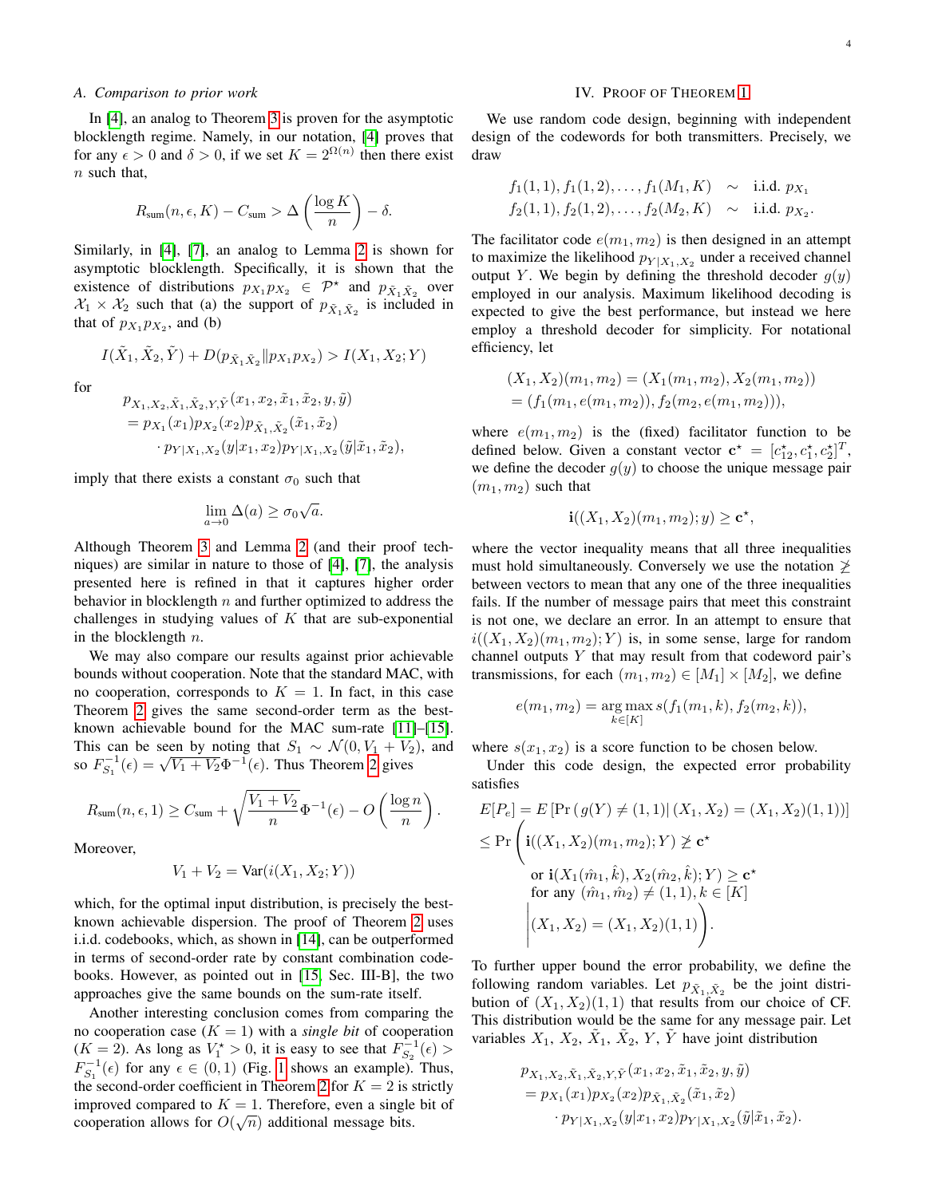### A. Comparison to prior work

In [4], an analog to Theorem 3 is proven for the asymptotic blocklength regime. Namely, in our notation, [4] proves that for any $\epsilon > 0$ and $\delta > 0$, if we set $K = 2^{\Omega(n)}$ then there exist $n$ such that,

$$R_{\text{sum}}(n, \epsilon, K) - C_{\text{sum}} > \Delta\left(\frac{\log K}{n}\right) - \delta.$$

Similarly, in [4], [7], an analog to Lemma 2 is shown for asymptotic blocklength. Specifically, it is shown that the existence of distributions $p_{X_1}p_{X_2} \in \mathcal{P}^\star$ and $p_{\tilde{X}_1\tilde{X}_2}$ over $\mathcal{X}_1 \times \mathcal{X}_2$ such that (a) the support of $p_{\tilde{X}_1\tilde{X}_2}$ is included in that of $p_{X_1}p_{X_2}$, and (b)

$$I(\tilde{X}_1, \tilde{X}_2, \tilde{Y}) + D(p_{\tilde{X}_1\tilde{X}_2} \| p_{X_1}p_{X_2}) > I(X_1, X_2; Y)$$

for

$$\begin{aligned}
&p_{X_1,X_2,\tilde{X}_1,\tilde{X}_2,Y,\tilde{Y}}(x_1, x_2, \tilde{x}_1, \tilde{x}_2, y, \tilde{y}) \\
&= p_{X_1}(x_1)p_{X_2}(x_2)p_{\tilde{X}_1,\tilde{X}_2}(\tilde{x}_1, \tilde{x}_2) \\
&\quad \cdot p_{Y|X_1,X_2}(y|x_1, x_2)p_{Y|X_1,X_2}(\tilde{y}|\tilde{x}_1, \tilde{x}_2),
\end{aligned}$$

imply that there exists a constant $\sigma_0$ such that

$$\lim_{a \to 0} \Delta(a) \geq \sigma_0 \sqrt{a}.$$

Although Theorem 3 and Lemma 2 (and their proof techniques) are similar in nature to those of [4], [7], the analysis presented here is refined in that it captures higher order behavior in blocklength $n$ and further optimized to address the challenges in studying values of $K$ that are sub-exponential in the blocklength $n$.

We may also compare our results against prior achievable bounds without cooperation. Note that the standard MAC, with no cooperation, corresponds to $K = 1$. In fact, in this case Theorem 2 gives the same second-order term as the best-known achievable bound for the MAC sum-rate [11]–[15]. This can be seen by noting that $S_1 \sim \mathcal{N}(0, V_1 + V_2)$, and so $F_{S_1}^{-1}(\epsilon) = \sqrt{V_1 + V_2}\Phi^{-1}(\epsilon)$. Thus Theorem 2 gives

$$R_{\text{sum}}(n, \epsilon, 1) \geq C_{\text{sum}} + \sqrt{\frac{V_1 + V_2}{n}}\Phi^{-1}(\epsilon) - O\left(\frac{\log n}{n}\right).$$

Moreover,

$$V_1 + V_2 = \text{Var}(i(X_1, X_2; Y))$$

which, for the optimal input distribution, is precisely the best-known achievable dispersion. The proof of Theorem 2 uses i.i.d. codebooks, which, as shown in [14], can be outperformed in terms of second-order rate by constant combination codebooks. However, as pointed out in [15, Sec. III-B], the two approaches give the same bounds on the sum-rate itself.

Another interesting conclusion comes from comparing the no cooperation case ($K = 1$) with a *single bit* of cooperation ($K = 2$). As long as $V_1^\star > 0$, it is easy to see that $F_{S_2}^{-1}(\epsilon) > F_{S_1}^{-1}(\epsilon)$ for any $\epsilon \in (0, 1)$ (Fig. 1 shows an example). Thus, the second-order coefficient in Theorem 2 for $K = 2$ is strictly improved compared to $K = 1$. Therefore, even a single bit of cooperation allows for $O(\sqrt{n})$ additional message bits.

## IV. Proof of Theorem 1

We use random code design, beginning with independent design of the codewords for both transmitters. Precisely, we draw

$$\begin{aligned}
f_1(1, 1), f_1(1, 2), \ldots, f_1(M_1, K) &\sim \text{ i.i.d. } p_{X_1} \\
f_2(1, 1), f_2(1, 2), \ldots, f_2(M_2, K) &\sim \text{ i.i.d. } p_{X_2}.
\end{aligned}$$

The facilitator code $e(m_1, m_2)$ is then designed in an attempt to maximize the likelihood $p_{Y|X_1,X_2}$ under a received channel output $Y$. We begin by defining the threshold decoder $g(y)$ employed in our analysis. Maximum likelihood decoding is expected to give the best performance, but instead we here employ a threshold decoder for simplicity. For notational efficiency, let

$$\begin{aligned}
&(X_1, X_2)(m_1, m_2) = (X_1(m_1, m_2), X_2(m_1, m_2)) \\
&= (f_1(m_1, e(m_1, m_2)), f_2(m_2, e(m_1, m_2))),
\end{aligned}$$

where $e(m_1, m_2)$ is the (fixed) facilitator function to be defined below. Given a constant vector $\mathbf{c}^\star = [c_{12}^\star, c_1^\star, c_2^\star]^T$, we define the decoder $g(y)$ to choose the unique message pair $(m_1, m_2)$ such that

$$\mathbf{i}((X_1, X_2)(m_1, m_2); y) \geq \mathbf{c}^\star,$$

where the vector inequality means that all three inequalities must hold simultaneously. Conversely we use the notation $\ngeq$ between vectors to mean that any one of the three inequalities fails. If the number of message pairs that meet this constraint is not one, we declare an error. In an attempt to ensure that $i((X_1, X_2)(m_1, m_2); Y)$ is, in some sense, large for random channel outputs $Y$ that may result from that codeword pair's transmissions, for each $(m_1, m_2) \in [M_1] \times [M_2]$, we define

$$e(m_1, m_2) = \operatorname*{arg\,max}_{k \in [K]} s(f_1(m_1, k), f_2(m_2, k)),$$

where $s(x_1, x_2)$ is a score function to be chosen below.

Under this code design, the expected error probability satisfies

$$\begin{aligned}
&E[P_e] = E\left[\Pr\left(g(Y) \neq (1,1)\right| (X_1, X_2) = (X_1, X_2)(1,1))\right] \\
&\leq \Pr\Bigg(\mathbf{i}((X_1, X_2)(m_1, m_2); Y) \ngeq \mathbf{c}^\star \\
&\qquad\quad \text{or } \mathbf{i}(X_1(\hat{m}_1, \hat{k}), X_2(\hat{m}_2, \hat{k}); Y) \geq \mathbf{c}^\star \\
&\qquad\quad \text{for any } (\hat{m}_1, \hat{m}_2) \neq (1, 1), k \in [K] \\
&\qquad\quad \Bigg| (X_1, X_2) = (X_1, X_2)(1, 1)\Bigg).
\end{aligned}$$

To further upper bound the error probability, we define the following random variables. Let $p_{\tilde{X}_1,\tilde{X}_2}$ be the joint distribution of $(X_1, X_2)(1, 1)$ that results from our choice of CF. This distribution would be the same for any message pair. Let variables $X_1$, $X_2$, $\tilde{X}_1$, $\tilde{X}_2$, $Y$, $\tilde{Y}$ have joint distribution

$$\begin{aligned}
&p_{X_1,X_2,\tilde{X}_1,\tilde{X}_2,Y,\tilde{Y}}(x_1, x_2, \tilde{x}_1, \tilde{x}_2, y, \tilde{y}) \\
&= p_{X_1}(x_1)p_{X_2}(x_2)p_{\tilde{X}_1,\tilde{X}_2}(\tilde{x}_1, \tilde{x}_2) \\
&\quad \cdot p_{Y|X_1,X_2}(y|x_1, x_2)p_{Y|X_1,X_2}(\tilde{y}|\tilde{x}_1, \tilde{x}_2).
\end{aligned}$$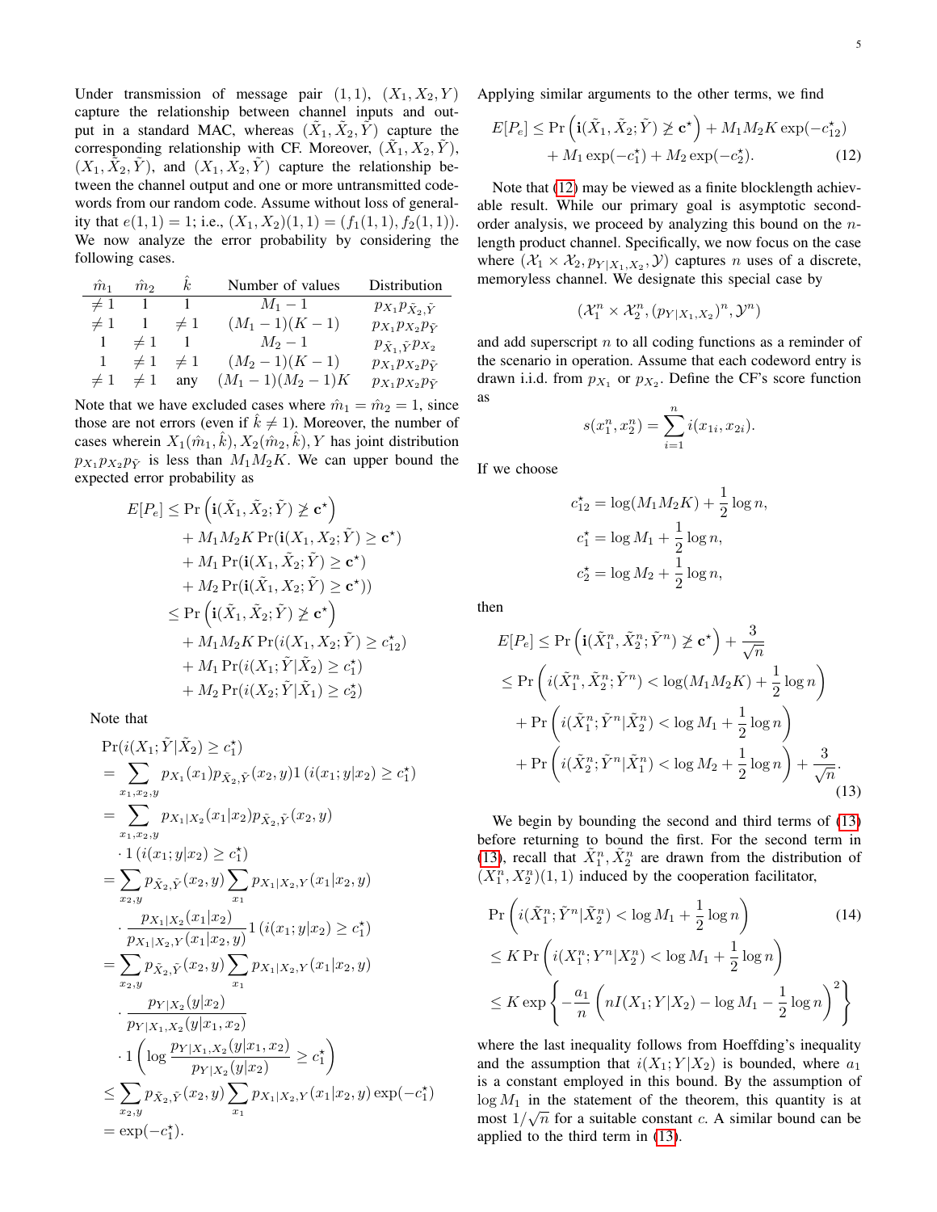Under transmission of message pair $(1,1)$, $(X_1, X_2, Y)$ capture the relationship between channel inputs and output in a standard MAC, whereas $(\tilde{X}_1, \tilde{X}_2, \tilde{Y})$ capture the corresponding relationship with CF. Moreover, $(\tilde{X}_1, X_2, \tilde{Y})$, $(X_1, \tilde{X}_2, \tilde{Y})$, and $(X_1, X_2, \tilde{Y})$ capture the relationship between the channel output and one or more untransmitted codewords from our random code. Assume without loss of generality that $e(1,1) = 1$; i.e., $(X_1, X_2)(1,1) = (f_1(1,1), f_2(1,1))$. We now analyze the error probability by considering the following cases.

| $\hat{m}_1$ | $\hat{m}_2$ | $\hat{k}$ | Number of values | Distribution |
|---|---|---|---|---|
| $\neq 1$ | 1 | 1 | $M_1 - 1$ | $p_{X_1} p_{\tilde{X}_2, \tilde{Y}}$ |
| $\neq 1$ | 1 | $\neq 1$ | $(M_1 - 1)(K - 1)$ | $p_{X_1} p_{X_2} p_{\tilde{Y}}$ |
| 1 | $\neq 1$ | 1 | $M_2 - 1$ | $p_{\tilde{X}_1, \tilde{Y}} p_{X_2}$ |
| 1 | $\neq 1$ | $\neq 1$ | $(M_2 - 1)(K - 1)$ | $p_{X_1} p_{X_2} p_{\tilde{Y}}$ |
| $\neq 1$ | $\neq 1$ | any | $(M_1 - 1)(M_2 - 1)K$ | $p_{X_1} p_{X_2} p_{\tilde{Y}}$ |

Note that we have excluded cases where $\hat{m}_1 = \hat{m}_2 = 1$, since those are not errors (even if $\hat{k} \neq 1$). Moreover, the number of cases wherein $X_1(\hat{m}_1, \hat{k}), X_2(\hat{m}_2, \hat{k}), Y$ has joint distribution $p_{X_1} p_{X_2} p_{\tilde{Y}}$ is less than $M_1 M_2 K$. We can upper bound the expected error probability as

$$
\begin{aligned}
E[P_e] &\leq \Pr\left(\mathbf{i}(\tilde{X}_1, \tilde{X}_2; \tilde{Y}) \not\geq \mathbf{c}^\star\right) \\
&\quad + M_1 M_2 K \Pr(\mathbf{i}(X_1, X_2; \tilde{Y}) \geq \mathbf{c}^\star) \\
&\quad + M_1 \Pr(\mathbf{i}(X_1, \tilde{X}_2; \tilde{Y}) \geq \mathbf{c}^\star) \\
&\quad + M_2 \Pr(\mathbf{i}(\tilde{X}_1, X_2; \tilde{Y}) \geq \mathbf{c}^\star)) \\
&\leq \Pr\left(\mathbf{i}(\tilde{X}_1, \tilde{X}_2; \tilde{Y}) \not\geq \mathbf{c}^\star\right) \\
&\quad + M_1 M_2 K \Pr(i(X_1, X_2; \tilde{Y}) \geq c_{12}^\star) \\
&\quad + M_1 \Pr(i(X_1; \tilde{Y} | \tilde{X}_2) \geq c_1^\star) \\
&\quad + M_2 \Pr(i(X_2; \tilde{Y} | \tilde{X}_1) \geq c_2^\star)
\end{aligned}
$$

Note that

$$
\begin{aligned}
&\Pr(i(X_1; \tilde{Y} | \tilde{X}_2) \geq c_1^\star) \\
&= \sum_{x_1, x_2, y} p_{X_1}(x_1) p_{\tilde{X}_2, \tilde{Y}}(x_2, y) 1\left(i(x_1; y | x_2) \geq c_1^\star\right) \\
&= \sum_{x_1, x_2, y} p_{X_1 | X_2}(x_1 | x_2) p_{\tilde{X}_2, \tilde{Y}}(x_2, y) \\
&\quad \cdot 1\left(i(x_1; y | x_2) \geq c_1^\star\right) \\
&= \sum_{x_2, y} p_{\tilde{X}_2, \tilde{Y}}(x_2, y) \sum_{x_1} p_{X_1 | X_2, Y}(x_1 | x_2, y) \\
&\quad \cdot \frac{p_{X_1 | X_2}(x_1 | x_2)}{p_{X_1 | X_2, Y}(x_1 | x_2, y)} 1\left(i(x_1; y | x_2) \geq c_1^\star\right) \\
&= \sum_{x_2, y} p_{\tilde{X}_2, \tilde{Y}}(x_2, y) \sum_{x_1} p_{X_1 | X_2, Y}(x_1 | x_2, y) \\
&\quad \cdot \frac{p_{Y | X_2}(y | x_2)}{p_{Y | X_1, X_2}(y | x_1, x_2)} \\
&\quad \cdot 1\left(\log \frac{p_{Y | X_1, X_2}(y | x_1, x_2)}{p_{Y | X_2}(y | x_2)} \geq c_1^\star\right) \\
&\leq \sum_{x_2, y} p_{\tilde{X}_2, \tilde{Y}}(x_2, y) \sum_{x_1} p_{X_1 | X_2, Y}(x_1 | x_2, y) \exp(-c_1^\star) \\
&= \exp(-c_1^\star).
\end{aligned}
$$

Applying similar arguments to the other terms, we find

$$
\begin{aligned}
E[P_e] &\leq \Pr\left(\mathbf{i}(\tilde{X}_1, \tilde{X}_2; \tilde{Y}) \not\geq \mathbf{c}^\star\right) + M_1 M_2 K \exp(-c_{12}^\star) \\
&\quad + M_1 \exp(-c_1^\star) + M_2 \exp(-c_2^\star). \qquad (12)
\end{aligned}
$$

Note that (12) may be viewed as a finite blocklength achievable result. While our primary goal is asymptotic second-order analysis, we proceed by analyzing this bound on the $n$-length product channel. Specifically, we now focus on the case where $(\mathcal{X}_1 \times \mathcal{X}_2, p_{Y|X_1, X_2}, \mathcal{Y})$ captures $n$ uses of a discrete, memoryless channel. We designate this special case by

$$
(\mathcal{X}_1^n \times \mathcal{X}_2^n, (p_{Y|X_1,X_2})^n, \mathcal{Y}^n)
$$

and add superscript $n$ to all coding functions as a reminder of the scenario in operation. Assume that each codeword entry is drawn i.i.d. from $p_{X_1}$ or $p_{X_2}$. Define the CF's score function as

$$
s(x_1^n, x_2^n) = \sum_{i=1}^{n} i(x_{1i}, x_{2i}).
$$

If we choose

$$
\begin{aligned}
c_{12}^\star &= \log(M_1 M_2 K) + \frac{1}{2} \log n, \\
c_1^\star &= \log M_1 + \frac{1}{2} \log n, \\
c_2^\star &= \log M_2 + \frac{1}{2} \log n,
\end{aligned}
$$

then

$$
\begin{aligned}
E[P_e] &\leq \Pr\left(\mathbf{i}(\tilde{X}_1^n, \tilde{X}_2^n; \tilde{Y}^n) \not\geq \mathbf{c}^\star\right) + \frac{3}{\sqrt{n}} \\
&\leq \Pr\left(i(\tilde{X}_1^n, \tilde{X}_2^n; \tilde{Y}^n) < \log(M_1 M_2 K) + \frac{1}{2} \log n\right) \\
&\quad + \Pr\left(i(\tilde{X}_1^n; \tilde{Y}^n | \tilde{X}_2^n) < \log M_1 + \frac{1}{2} \log n\right) \\
&\quad + \Pr\left(i(\tilde{X}_2^n; \tilde{Y}^n | \tilde{X}_1^n) < \log M_2 + \frac{1}{2} \log n\right) + \frac{3}{\sqrt{n}}. \qquad (13)
\end{aligned}
$$

We begin by bounding the second and third terms of (13) before returning to bound the first. For the second term in (13), recall that $\tilde{X}_1^n, \tilde{X}_2^n$ are drawn from the distribution of $(X_1^n, X_2^n)(1,1)$ induced by the cooperation facilitator,

$$
\begin{aligned}
&\Pr\left(i(\tilde{X}_1^n; \tilde{Y}^n | \tilde{X}_2^n) < \log M_1 + \frac{1}{2} \log n\right) \qquad (14) \\
&\leq K \Pr\left(i(X_1^n; Y^n | X_2^n) < \log M_1 + \frac{1}{2} \log n\right) \\
&\leq K \exp\left\{-\frac{a_1}{n}\left(nI(X_1; Y | X_2) - \log M_1 - \frac{1}{2} \log n\right)^2\right\}
\end{aligned}
$$

where the last inequality follows from Hoeffding's inequality and the assumption that $i(X_1; Y | X_2)$ is bounded, where $a_1$ is a constant employed in this bound. By the assumption of $\log M_1$ in the statement of the theorem, this quantity is at most $1/\sqrt{n}$ for a suitable constant $c$. A similar bound can be applied to the third term in (13).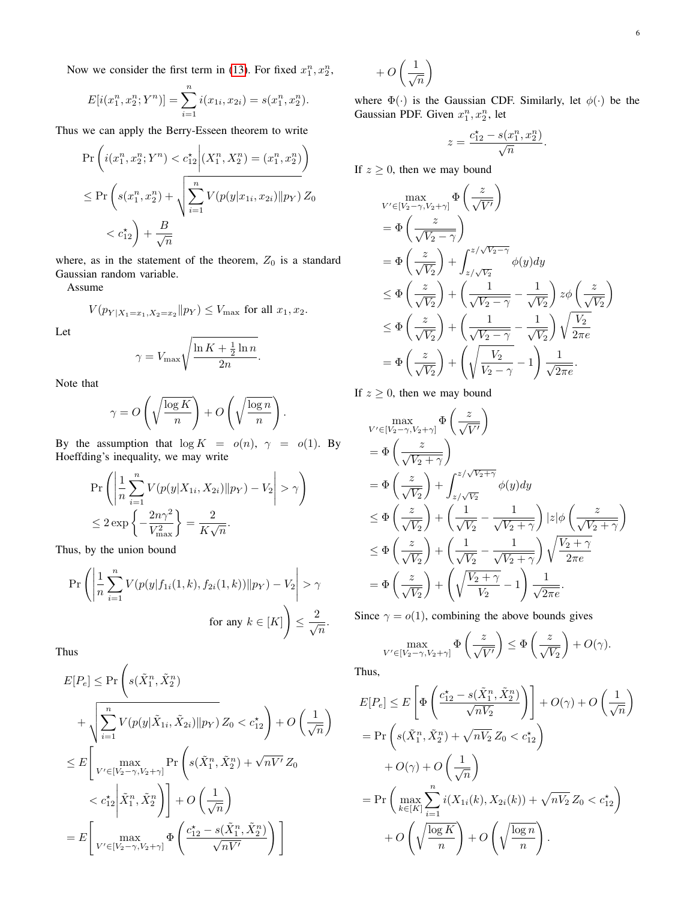Now we consider the first term in (13). For fixed $x_1^n, x_2^n$,

$$E[i(x_1^n, x_2^n; Y^n)] = \sum_{i=1}^n i(x_{1i}, x_{2i}) = s(x_1^n, x_2^n).$$

Thus we can apply the Berry-Esseen theorem to write

$$\begin{aligned}
&\Pr\left( i(x_1^n, x_2^n; Y^n) < c_{12}^\star \middle| (X_1^n, X_2^n) = (x_1^n, x_2^n) \right) \\
&\le \Pr\left( s(x_1^n, x_2^n) + \sqrt{\sum_{i=1}^n V(p(y|x_{1i}, x_{2i}) \| p_Y)}\, Z_0 \right. \\
&\qquad \left. < c_{12}^\star \right) + \frac{B}{\sqrt{n}}
\end{aligned}$$

where, as in the statement of the theorem, $Z_0$ is a standard Gaussian random variable.

Assume

$$V(p_{Y|X_1=x_1, X_2=x_2} \| p_Y) \le V_{\max} \text{ for all } x_1, x_2.$$

Let

$$\gamma = V_{\max} \sqrt{\frac{\ln K + \frac{1}{2}\ln n}{2n}}.$$

Note that

$$\gamma = O\left(\sqrt{\frac{\log K}{n}}\right) + O\left(\sqrt{\frac{\log n}{n}}\right).$$

By the assumption that $\log K = o(n)$, $\gamma = o(1)$. By Hoeffding's inequality, we may write

$$\begin{aligned}
&\Pr\left( \left| \frac{1}{n}\sum_{i=1}^n V(p(y|X_{1i}, X_{2i}) \| p_Y) - V_2 \right| > \gamma \right) \\
&\le 2\exp\left\{ -\frac{2n\gamma^2}{V_{\max}^2} \right\} = \frac{2}{K\sqrt{n}}.
\end{aligned}$$

Thus, by the union bound

$$\begin{aligned}
\Pr\Bigg( \left| \frac{1}{n}\sum_{i=1}^n V(p(y|f_{1i}(1,k), f_{2i}(1,k)) \| p_Y) - V_2 \right| > \gamma \\
\text{for any } k \in [K] \Bigg) \le \frac{2}{\sqrt{n}}.
\end{aligned}$$

Thus

$$\begin{aligned}
E[P_e] &\le \Pr\Bigg( s(\tilde{X}_1^n, \tilde{X}_2^n) \\
&\quad + \sqrt{\sum_{i=1}^n V(p(y|\tilde{X}_{1i}, \tilde{X}_{2i}) \| p_Y)}\, Z_0 < c_{12}^\star \Bigg) + O\left(\frac{1}{\sqrt{n}}\right) \\
&\le E\Bigg[ \max_{V' \in [V_2 - \gamma, V_2 + \gamma]} \Pr\Bigg( s(\tilde{X}_1^n, \tilde{X}_2^n) + \sqrt{nV'}\, Z_0 \\
&\qquad < c_{12}^\star \Bigg| \tilde{X}_1^n, \tilde{X}_2^n \Bigg) \Bigg] + O\left(\frac{1}{\sqrt{n}}\right) \\
&= E\left[ \max_{V' \in [V_2 - \gamma, V_2 + \gamma]} \Phi\left( \frac{c_{12}^\star - s(\tilde{X}_1^n, \tilde{X}_2^n)}{\sqrt{nV'}} \right) \right] \\
&\quad + O\left(\frac{1}{\sqrt{n}}\right)
\end{aligned}$$

where $\Phi(\cdot)$ is the Gaussian CDF. Similarly, let $\phi(\cdot)$ be the Gaussian PDF. Given $x_1^n, x_2^n$, let

$$z = \frac{c_{12}^\star - s(x_1^n, x_2^n)}{\sqrt{n}}.$$

If $z \ge 0$, then we may bound

$$\begin{aligned}
&\max_{V' \in [V_2 - \gamma, V_2 + \gamma]} \Phi\left(\frac{z}{\sqrt{V'}}\right) \\
&= \Phi\left(\frac{z}{\sqrt{V_2 - \gamma}}\right) \\
&= \Phi\left(\frac{z}{\sqrt{V_2}}\right) + \int_{z/\sqrt{V_2}}^{z/\sqrt{V_2 - \gamma}} \phi(y) dy \\
&\le \Phi\left(\frac{z}{\sqrt{V_2}}\right) + \left( \frac{1}{\sqrt{V_2 - \gamma}} - \frac{1}{\sqrt{V_2}} \right) z \phi\left(\frac{z}{\sqrt{V_2}}\right) \\
&\le \Phi\left(\frac{z}{\sqrt{V_2}}\right) + \left( \frac{1}{\sqrt{V_2 - \gamma}} - \frac{1}{\sqrt{V_2}} \right) \sqrt{\frac{V_2}{2\pi e}} \\
&= \Phi\left(\frac{z}{\sqrt{V_2}}\right) + \left( \sqrt{\frac{V_2}{V_2 - \gamma}} - 1 \right) \frac{1}{\sqrt{2\pi e}}.
\end{aligned}$$

If $z \ge 0$, then we may bound

$$\begin{aligned}
&\max_{V' \in [V_2 - \gamma, V_2 + \gamma]} \Phi\left(\frac{z}{\sqrt{V'}}\right) \\
&= \Phi\left(\frac{z}{\sqrt{V_2 + \gamma}}\right) \\
&= \Phi\left(\frac{z}{\sqrt{V_2}}\right) + \int_{z/\sqrt{V_2}}^{z/\sqrt{V_2 + \gamma}} \phi(y) dy \\
&\le \Phi\left(\frac{z}{\sqrt{V_2}}\right) + \left( \frac{1}{\sqrt{V_2}} - \frac{1}{\sqrt{V_2 + \gamma}} \right) |z| \phi\left(\frac{z}{\sqrt{V_2 + \gamma}}\right) \\
&\le \Phi\left(\frac{z}{\sqrt{V_2}}\right) + \left( \frac{1}{\sqrt{V_2}} - \frac{1}{\sqrt{V_2 + \gamma}} \right) \sqrt{\frac{V_2 + \gamma}{2\pi e}} \\
&= \Phi\left(\frac{z}{\sqrt{V_2}}\right) + \left( \sqrt{\frac{V_2 + \gamma}{V_2}} - 1 \right) \frac{1}{\sqrt{2\pi e}}.
\end{aligned}$$

Since $\gamma = o(1)$, combining the above bounds gives

$$\max_{V' \in [V_2 - \gamma, V_2 + \gamma]} \Phi\left(\frac{z}{\sqrt{V'}}\right) \le \Phi\left(\frac{z}{\sqrt{V_2}}\right) + O(\gamma).$$

Thus,

$$\begin{aligned}
E[P_e] &\le E\left[ \Phi\left( \frac{c_{12}^\star - s(\tilde{X}_1^n, \tilde{X}_2^n)}{\sqrt{nV_2}} \right) \right] + O(\gamma) + O\left(\frac{1}{\sqrt{n}}\right) \\
&= \Pr\left( s(\tilde{X}_1^n, \tilde{X}_2^n) + \sqrt{nV_2}\, Z_0 < c_{12}^\star \right) \\
&\quad + O(\gamma) + O\left(\frac{1}{\sqrt{n}}\right) \\
&= \Pr\left( \max_{k \in [K]} \sum_{i=1}^n i(X_{1i}(k), X_{2i}(k)) + \sqrt{nV_2}\, Z_0 < c_{12}^\star \right) \\
&\quad + O\left(\sqrt{\frac{\log K}{n}}\right) + O\left(\sqrt{\frac{\log n}{n}}\right).
\end{aligned}$$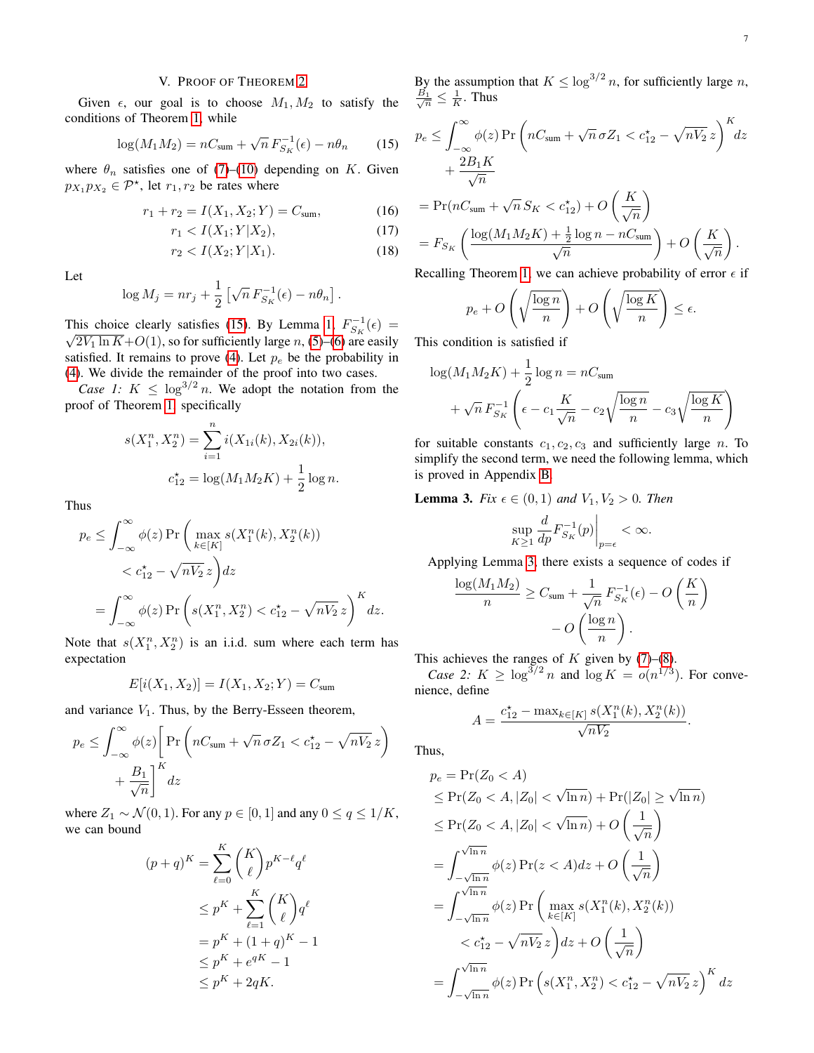## V. Proof of Theorem 2

Given $\epsilon$, our goal is to choose $M_1, M_2$ to satisfy the conditions of Theorem 1, while

$$\log(M_1 M_2) = nC_{\text{sum}} + \sqrt{n}\, F_{S_K}^{-1}(\epsilon) - n\theta_n \tag{15}$$

where $\theta_n$ satisfies one of (7)–(10) depending on $K$. Given $p_{X_1}p_{X_2} \in \mathcal{P}^\star$, let $r_1, r_2$ be rates where

$$r_1 + r_2 = I(X_1, X_2; Y) = C_{\text{sum}}, \tag{16}$$

$$r_1 < I(X_1; Y|X_2), \tag{17}$$

$$r_2 < I(X_2; Y|X_1). \tag{18}$$

Let

$$\log M_j = nr_j + \frac{1}{2}\left[\sqrt{n}\, F_{S_K}^{-1}(\epsilon) - n\theta_n\right].$$

This choice clearly satisfies (15). By Lemma 1, $F_{S_K}^{-1}(\epsilon) = \sqrt{2V_1 \ln K} + O(1)$, so for sufficiently large $n$, (5)–(6) are easily satisfied. It remains to prove (4). Let $p_e$ be the probability in (4). We divide the remainder of the proof into two cases.

*Case 1:* $K \le \log^{3/2} n$. We adopt the notation from the proof of Theorem 1, specifically

$$s(X_1^n, X_2^n) = \sum_{i=1}^n i(X_{1i}(k), X_{2i}(k)),$$

$$c_{12}^\star = \log(M_1 M_2 K) + \frac{1}{2}\log n.$$

Thus

$$\begin{aligned}
p_e &\le \int_{-\infty}^{\infty} \phi(z) \Pr\Big(\max_{k\in[K]} s(X_1^n(k), X_2^n(k)) \\
&\qquad < c_{12}^\star - \sqrt{nV_2}\, z\Big) dz \\
&= \int_{-\infty}^{\infty} \phi(z) \Pr\left(s(X_1^n, X_2^n) < c_{12}^\star - \sqrt{nV_2}\, z\right)^K dz.
\end{aligned}$$

Note that $s(X_1^n, X_2^n)$ is an i.i.d. sum where each term has expectation

$$E[i(X_1, X_2)] = I(X_1, X_2; Y) = C_{\text{sum}}$$

and variance $V_1$. Thus, by the Berry-Esseen theorem,

$$p_e \le \int_{-\infty}^{\infty} \phi(z)\bigg[\Pr\left(nC_{\text{sum}} + \sqrt{n}\,\sigma Z_1 < c_{12}^\star - \sqrt{nV_2}\, z\right) + \frac{B_1}{\sqrt{n}}\bigg]^K dz$$

where $Z_1 \sim \mathcal{N}(0,1)$. For any $p \in [0,1]$ and any $0 \le q \le 1/K$, we can bound

$$\begin{aligned}
(p+q)^K &= \sum_{\ell=0}^K \binom{K}{\ell} p^{K-\ell} q^\ell \\
&\le p^K + \sum_{\ell=1}^K \binom{K}{\ell} q^\ell \\
&= p^K + (1+q)^K - 1 \\
&\le p^K + e^{qK} - 1 \\
&\le p^K + 2qK.
\end{aligned}$$

By the assumption that $K \le \log^{3/2} n$, for sufficiently large $n$, $\frac{B_1}{\sqrt{n}} \le \frac{1}{K}$. Thus

$$\begin{aligned}
p_e &\le \int_{-\infty}^{\infty} \phi(z) \Pr\left(nC_{\text{sum}} + \sqrt{n}\,\sigma Z_1 < c_{12}^\star - \sqrt{nV_2}\, z\right)^K dz \\
&\qquad + \frac{2B_1 K}{\sqrt{n}} \\
&= \Pr(nC_{\text{sum}} + \sqrt{n}\, S_K < c_{12}^\star) + O\left(\frac{K}{\sqrt{n}}\right) \\
&= F_{S_K}\left(\frac{\log(M_1 M_2 K) + \frac{1}{2}\log n - nC_{\text{sum}}}{\sqrt{n}}\right) + O\left(\frac{K}{\sqrt{n}}\right).
\end{aligned}$$

Recalling Theorem 1, we can achieve probability of error $\epsilon$ if

$$p_e + O\left(\sqrt{\frac{\log n}{n}}\right) + O\left(\sqrt{\frac{\log K}{n}}\right) \le \epsilon.$$

This condition is satisfied if

$$\begin{aligned}
\log(M_1 M_2 K) + \frac{1}{2}\log n &= nC_{\text{sum}} \\
&\quad + \sqrt{n}\, F_{S_K}^{-1}\left(\epsilon - c_1\frac{K}{\sqrt{n}} - c_2\sqrt{\frac{\log n}{n}} - c_3\sqrt{\frac{\log K}{n}}\right)
\end{aligned}$$

for suitable constants $c_1, c_2, c_3$ and sufficiently large $n$. To simplify the second term, we need the following lemma, which is proved in Appendix B.

**Lemma 3.** *Fix $\epsilon \in (0,1)$ and $V_1, V_2 > 0$. Then*

$$\sup_{K \ge 1} \frac{d}{dp} F_{S_K}^{-1}(p)\bigg|_{p=\epsilon} < \infty.$$

Applying Lemma 3, there exists a sequence of codes if

$$\frac{\log(M_1 M_2)}{n} \ge C_{\text{sum}} + \frac{1}{\sqrt{n}} F_{S_K}^{-1}(\epsilon) - O\left(\frac{K}{n}\right) - O\left(\frac{\log n}{n}\right).$$

This achieves the ranges of $K$ given by (7)–(8).

*Case 2:* $K \ge \log^{3/2} n$ and $\log K = o(n^{1/3})$. For convenience, define

$$A = \frac{c_{12}^\star - \max_{k\in[K]} s(X_1^n(k), X_2^n(k))}{\sqrt{nV_2}}.$$

Thus,

$$\begin{aligned}
p_e &= \Pr(Z_0 < A) \\
&\le \Pr(Z_0 < A, |Z_0| < \sqrt{\ln n}) + \Pr(|Z_0| \ge \sqrt{\ln n}) \\
&\le \Pr(Z_0 < A, |Z_0| < \sqrt{\ln n}) + O\left(\frac{1}{\sqrt{n}}\right) \\
&= \int_{-\sqrt{\ln n}}^{\sqrt{\ln n}} \phi(z) \Pr(z < A) dz + O\left(\frac{1}{\sqrt{n}}\right) \\
&= \int_{-\sqrt{\ln n}}^{\sqrt{\ln n}} \phi(z) \Pr\Big(\max_{k\in[K]} s(X_1^n(k), X_2^n(k)) \\
&\qquad < c_{12}^\star - \sqrt{nV_2}\, z\Big) dz + O\left(\frac{1}{\sqrt{n}}\right) \\
&= \int_{-\sqrt{\ln n}}^{\sqrt{\ln n}} \phi(z) \Pr\left(s(X_1^n, X_2^n) < c_{12}^\star - \sqrt{nV_2}\, z\right)^K dz
\end{aligned}$$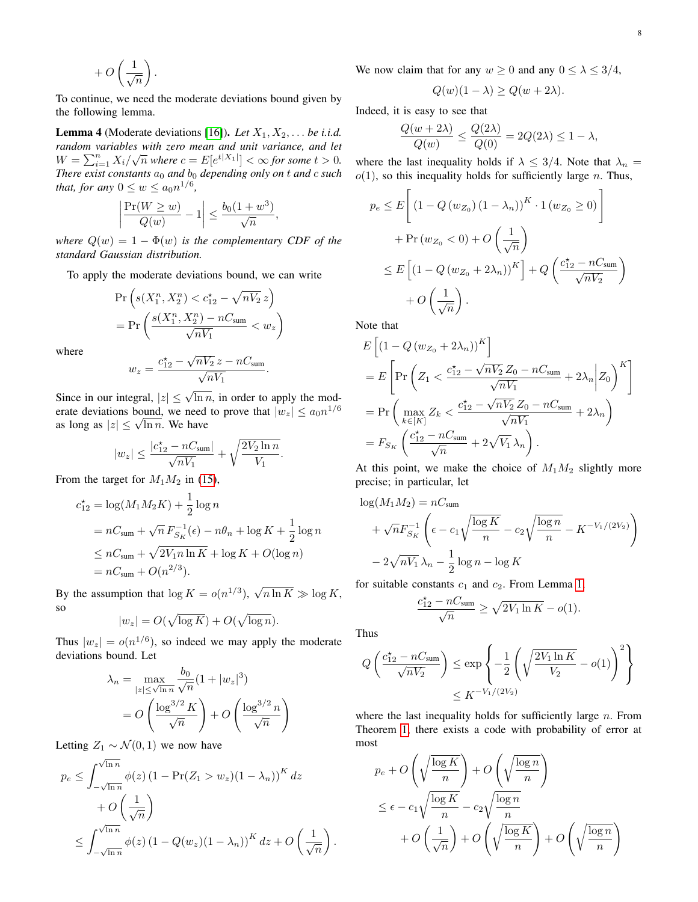$$+ O\left(\frac{1}{\sqrt{n}}\right).$$

To continue, we need the moderate deviations bound given by the following lemma.

**Lemma 4** (Moderate deviations [16]). *Let $X_1, X_2, \dots$ be i.i.d. random variables with zero mean and unit variance, and let $W = \sum_{i=1}^n X_i/\sqrt{n}$ where $c = E[e^{t|X_1|}] < \infty$ for some $t > 0$. There exist constants $a_0$ and $b_0$ depending only on $t$ and $c$ such that, for any $0 \le w \le a_0 n^{1/6}$,*

$$\left|\frac{\Pr(W \ge w)}{Q(w)} - 1\right| \le \frac{b_0(1+w^3)}{\sqrt{n}},$$

*where $Q(w) = 1 - \Phi(w)$ is the complementary CDF of the standard Gaussian distribution.*

To apply the moderate deviations bound, we can write

$$\begin{aligned}
&\Pr\left(s(X_1^n, X_2^n) < c_{12}^\star - \sqrt{nV_2}\, z\right)\\
&= \Pr\left(\frac{s(X_1^n, X_2^n) - nC_{\text{sum}}}{\sqrt{nV_1}} < w_z\right)
\end{aligned}$$

where

$$w_z = \frac{c_{12}^\star - \sqrt{nV_2}\, z - nC_{\text{sum}}}{\sqrt{nV_1}}.$$

Since in our integral, $|z| \le \sqrt{\ln n}$, in order to apply the moderate deviations bound, we need to prove that $|w_z| \le a_0 n^{1/6}$ as long as $|z| \le \sqrt{\ln n}$. We have

$$|w_z| \le \frac{|c_{12}^\star - nC_{\text{sum}}|}{\sqrt{nV_1}} + \sqrt{\frac{2V_2 \ln n}{V_1}}.$$

From the target for $M_1M_2$ in (15),

$$\begin{aligned}
c_{12}^\star &= \log(M_1M_2K) + \frac{1}{2}\log n\\
&= nC_{\text{sum}} + \sqrt{n}\, F_{S_K}^{-1}(\epsilon) - n\theta_n + \log K + \frac{1}{2}\log n\\
&\le nC_{\text{sum}} + \sqrt{2V_1 n \ln K} + \log K + O(\log n)\\
&= nC_{\text{sum}} + O(n^{2/3}).
\end{aligned}$$

By the assumption that $\log K = o(n^{1/3})$, $\sqrt{n \ln K} \gg \log K$, so

$$|w_z| = O(\sqrt{\log K}) + O(\sqrt{\log n}).$$

Thus $|w_z| = o(n^{1/6})$, so indeed we may apply the moderate deviations bound. Let

$$\begin{aligned}
\lambda_n &= \max_{|z| \le \sqrt{\ln n}} \frac{b_0}{\sqrt{n}}(1 + |w_z|^3)\\
&= O\left(\frac{\log^{3/2} K}{\sqrt{n}}\right) + O\left(\frac{\log^{3/2} n}{\sqrt{n}}\right)
\end{aligned}$$

Letting $Z_1 \sim \mathcal{N}(0,1)$ we now have

$$\begin{aligned}
p_e &\le \int_{-\sqrt{\ln n}}^{\sqrt{\ln n}} \phi(z)\left(1 - \Pr(Z_1 > w_z)(1-\lambda_n)\right)^K dz\\
&\quad + O\left(\frac{1}{\sqrt{n}}\right)\\
&\le \int_{-\sqrt{\ln n}}^{\sqrt{\ln n}} \phi(z)\left(1 - Q(w_z)(1-\lambda_n)\right)^K dz + O\left(\frac{1}{\sqrt{n}}\right).
\end{aligned}$$

We now claim that for any $w \ge 0$ and any $0 \le \lambda \le 3/4$,

$$Q(w)(1-\lambda) \ge Q(w + 2\lambda).$$

Indeed, it is easy to see that

$$\frac{Q(w+2\lambda)}{Q(w)} \le \frac{Q(2\lambda)}{Q(0)} = 2Q(2\lambda) \le 1 - \lambda,$$

where the last inequality holds if $\lambda \le 3/4$. Note that $\lambda_n = o(1)$, so this inequality holds for sufficiently large $n$. Thus,

$$\begin{aligned}
p_e &\le E\left[\left(1 - Q\left(w_{Z_0}\right)(1-\lambda_n)\right)^K \cdot 1\left(w_{Z_0} \ge 0\right)\right]\\
&\quad + \Pr\left(w_{Z_0} < 0\right) + O\left(\frac{1}{\sqrt{n}}\right)\\
&\le E\left[\left(1 - Q\left(w_{Z_0} + 2\lambda_n\right)\right)^K\right] + Q\left(\frac{c_{12}^\star - nC_{\text{sum}}}{\sqrt{nV_2}}\right)\\
&\quad + O\left(\frac{1}{\sqrt{n}}\right).
\end{aligned}$$

Note that

$$\begin{aligned}
&E\left[\left(1 - Q\left(w_{Z_0} + 2\lambda_n\right)\right)^K\right]\\
&= E\left[\Pr\left(Z_1 < \frac{c_{12}^\star - \sqrt{nV_2}\, Z_0 - nC_{\text{sum}}}{\sqrt{nV_1}} + 2\lambda_n \middle| Z_0\right)^K\right]\\
&= \Pr\left(\max_{k \in [K]} Z_k < \frac{c_{12}^\star - \sqrt{nV_2}\, Z_0 - nC_{\text{sum}}}{\sqrt{nV_1}} + 2\lambda_n\right)\\
&= F_{S_K}\left(\frac{c_{12}^\star - nC_{\text{sum}}}{\sqrt{n}} + 2\sqrt{V_1}\,\lambda_n\right).
\end{aligned}$$

At this point, we make the choice of $M_1M_2$ slightly more precise; in particular, let

$$\begin{aligned}
&\log(M_1M_2) = nC_{\text{sum}}\\
&\quad + \sqrt{n}F_{S_K}^{-1}\left(\epsilon - c_1\sqrt{\frac{\log K}{n}} - c_2\sqrt{\frac{\log n}{n}} - K^{-V_1/(2V_2)}\right)\\
&\quad - 2\sqrt{nV_1}\,\lambda_n - \frac{1}{2}\log n - \log K
\end{aligned}$$

for suitable constants $c_1$ and $c_2$. From Lemma 1,

$$\frac{c_{12}^\star - nC_{\text{sum}}}{\sqrt{n}} \ge \sqrt{2V_1 \ln K} - o(1).$$

Thus

$$\begin{aligned}
Q\left(\frac{c_{12}^\star - nC_{\text{sum}}}{\sqrt{nV_2}}\right) &\le \exp\left\{-\frac{1}{2}\left(\sqrt{\frac{2V_1 \ln K}{V_2}} - o(1)\right)^2\right\}\\
&\le K^{-V_1/(2V_2)}
\end{aligned}$$

where the last inequality holds for sufficiently large $n$. From Theorem 1, there exists a code with probability of error at most

$$\begin{aligned}
&p_e + O\left(\sqrt{\frac{\log K}{n}}\right) + O\left(\sqrt{\frac{\log n}{n}}\right)\\
&\le \epsilon - c_1\sqrt{\frac{\log K}{n}} - c_2\sqrt{\frac{\log n}{n}}\\
&\quad + O\left(\frac{1}{\sqrt{n}}\right) + O\left(\sqrt{\frac{\log K}{n}}\right) + O\left(\sqrt{\frac{\log n}{n}}\right)
\end{aligned}$$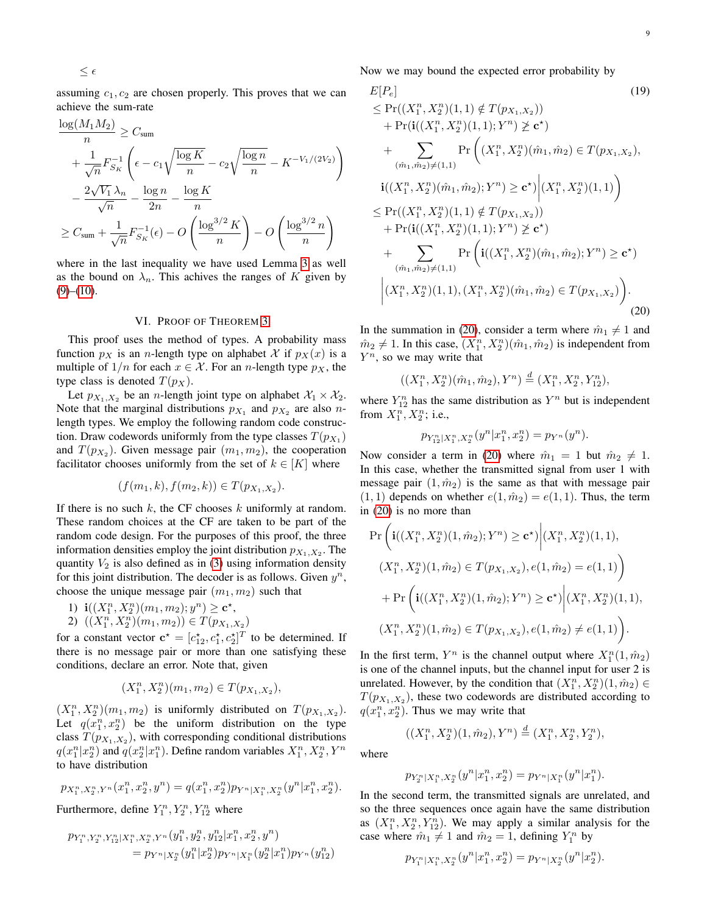$$\leq \epsilon$$

assuming $c_1, c_2$ are chosen properly. This proves that we can achieve the sum-rate

$$\begin{aligned}
\frac{\log(M_1 M_2)}{n} &\geq C_{\text{sum}} \\
&\quad + \frac{1}{\sqrt{n}} F_{S_K}^{-1}\left(\epsilon - c_1\sqrt{\frac{\log K}{n}} - c_2\sqrt{\frac{\log n}{n}} - K^{-V_1/(2V_2)}\right) \\
&\quad - \frac{2\sqrt{V_1}\,\lambda_n}{\sqrt{n}} - \frac{\log n}{2n} - \frac{\log K}{n} \\
&\geq C_{\text{sum}} + \frac{1}{\sqrt{n}} F_{S_K}^{-1}(\epsilon) - O\left(\frac{\log^{3/2} K}{n}\right) - O\left(\frac{\log^{3/2} n}{n}\right)
\end{aligned}$$

where in the last inequality we have used Lemma 3 as well as the bound on $\lambda_n$. This achives the ranges of $K$ given by (9)–(10).

## VI. Proof of Theorem 3

This proof uses the method of types. A probability mass function $p_X$ is an $n$-length type on alphabet $\mathcal{X}$ if $p_X(x)$ is a multiple of $1/n$ for each $x \in \mathcal{X}$. For an $n$-length type $p_X$, the type class is denoted $T(p_X)$.

Let $p_{X_1,X_2}$ be an $n$-length joint type on alphabet $\mathcal{X}_1 \times \mathcal{X}_2$. Note that the marginal distributions $p_{X_1}$ and $p_{X_2}$ are also $n$-length types. We employ the following random code construction. Draw codewords uniformly from the type classes $T(p_{X_1})$ and $T(p_{X_2})$. Given message pair $(m_1, m_2)$, the cooperation facilitator chooses uniformly from the set of $k \in [K]$ where

$$(f(m_1, k), f(m_2, k)) \in T(p_{X_1,X_2}).$$

If there is no such $k$, the CF chooses $k$ uniformly at random. These random choices at the CF are taken to be part of the random code design. For the purposes of this proof, the three information densities employ the joint distribution $p_{X_1,X_2}$. The quantity $V_2$ is also defined as in (3) using information density for this joint distribution. The decoder is as follows. Given $y^n$, choose the unique message pair $(m_1, m_2)$ such that

1) $\mathbf{i}((X_1^n, X_2^n)(m_1, m_2); y^n) \geq \mathbf{c}^\star$,
2) $((X_1^n, X_2^n)(m_1, m_2)) \in T(p_{X_1,X_2})$

for a constant vector $\mathbf{c}^\star = [c_{12}^\star, c_1^\star, c_2^\star]^T$ to be determined. If there is no message pair or more than one satisfying these conditions, declare an error. Note that, given

$$(X_1^n, X_2^n)(m_1, m_2) \in T(p_{X_1,X_2}),$$

$(X_1^n, X_2^n)(m_1, m_2)$ is uniformly distributed on $T(p_{X_1,X_2})$. Let $q(x_1^n, x_2^n)$ be the uniform distribution on the type class $T(p_{X_1,X_2})$, with corresponding conditional distributions $q(x_1^n|x_2^n)$ and $q(x_2^n|x_1^n)$. Define random variables $X_1^n, X_2^n, Y^n$ to have distribution

$$p_{X_1^n,X_2^n,Y^n}(x_1^n, x_2^n, y^n) = q(x_1^n, x_2^n) p_{Y^n|X_1^n,X_2^n}(y^n|x_1^n, x_2^n).$$

Furthermore, define $Y_1^n, Y_2^n, Y_{12}^n$ where

$$\begin{aligned}
&p_{Y_1^n,Y_2^n,Y_{12}^n|X_1^n,X_2^n,Y^n}(y_1^n, y_2^n, y_{12}^n|x_1^n, x_2^n, y^n) \\
&\qquad = p_{Y^n|X_2^n}(y_1^n|x_2^n) p_{Y^n|X_1^n}(y_2^n|x_1^n) p_{Y^n}(y_{12}^n)
\end{aligned}$$

Now we may bound the expected error probability by

$$\begin{aligned}
&E[P_e] \qquad\qquad (19)\\
&\leq \Pr((X_1^n, X_2^n)(1,1) \notin T(p_{X_1,X_2})) \\
&\quad + \Pr(\mathbf{i}((X_1^n, X_2^n)(1,1); Y^n) \ngeq \mathbf{c}^\star) \\
&\quad + \sum_{(\hat{m}_1,\hat{m}_2)\neq(1,1)} \Pr\Big((X_1^n, X_2^n)(\hat{m}_1, \hat{m}_2) \in T(p_{X_1,X_2}), \\
&\qquad \mathbf{i}((X_1^n, X_2^n)(\hat{m}_1, \hat{m}_2); Y^n) \geq \mathbf{c}^\star \Big| (X_1^n, X_2^n)(1,1)\Big) \\
&\leq \Pr((X_1^n, X_2^n)(1,1) \notin T(p_{X_1,X_2})) \\
&\quad + \Pr(\mathbf{i}((X_1^n, X_2^n)(1,1); Y^n) \ngeq \mathbf{c}^\star) \\
&\quad + \sum_{(\hat{m}_1,\hat{m}_2)\neq(1,1)} \Pr\Big(\mathbf{i}((X_1^n, X_2^n)(\hat{m}_1, \hat{m}_2); Y^n) \geq \mathbf{c}^\star \\
&\qquad \Big| (X_1^n, X_2^n)(1,1), (X_1^n, X_2^n)(\hat{m}_1, \hat{m}_2) \in T(p_{X_1,X_2})\Big). \qquad (20)
\end{aligned}$$

In the summation in (20), consider a term where $\hat{m}_1 \neq 1$ and $\hat{m}_2 \neq 1$. In this case, $(X_1^n, X_2^n)(\hat{m}_1, \hat{m}_2)$ is independent from $Y^n$, so we may write that

$$((X_1^n, X_2^n)(\hat{m}_1, \hat{m}_2), Y^n) \overset{d}{=} (X_1^n, X_2^n, Y_{12}^n),$$

where $Y_{12}^n$ has the same distribution as $Y^n$ but is independent from $X_1^n, X_2^n$; i.e.,

$$p_{Y_{12}^n|X_1^n,X_2^n}(y^n|x_1^n, x_2^n) = p_{Y^n}(y^n).$$

Now consider a term in (20) where $\hat{m}_1 = 1$ but $\hat{m}_2 \neq 1$. In this case, whether the transmitted signal from user 1 with message pair $(1, \hat{m}_2)$ is the same as that with message pair $(1,1)$ depends on whether $e(1, \hat{m}_2) = e(1,1)$. Thus, the term in (20) is no more than

$$\begin{aligned}
&\Pr\Big(\mathbf{i}((X_1^n, X_2^n)(1, \hat{m}_2); Y^n) \geq \mathbf{c}^\star \Big| (X_1^n, X_2^n)(1,1), \\
&\qquad (X_1^n, X_2^n)(1, \hat{m}_2) \in T(p_{X_1,X_2}), e(1, \hat{m}_2) = e(1,1)\Big) \\
&\quad + \Pr\Big(\mathbf{i}((X_1^n, X_2^n)(1, \hat{m}_2); Y^n) \geq \mathbf{c}^\star \Big| (X_1^n, X_2^n)(1,1), \\
&\qquad (X_1^n, X_2^n)(1, \hat{m}_2) \in T(p_{X_1,X_2}), e(1, \hat{m}_2) \neq e(1,1)\Big).
\end{aligned}$$

In the first term, $Y^n$ is the channel output where $X_1^n(1, \hat{m}_2)$ is one of the channel inputs, but the channel input for user 2 is unrelated. However, by the condition that $(X_1^n, X_2^n)(1, \hat{m}_2) \in T(p_{X_1,X_2})$, these two codewords are distributed according to $q(x_1^n, x_2^n)$. Thus we may write that

$$((X_1^n, X_2^n)(1, \hat{m}_2), Y^n) \overset{d}{=} (X_1^n, X_2^n, Y_2^n),$$

where

$$p_{Y_2^n|X_1^n,X_2^n}(y^n|x_1^n, x_2^n) = p_{Y^n|X_1^n}(y^n|x_1^n).$$

In the second term, the transmitted signals are unrelated, and so the three sequences once again have the same distribution as $(X_1^n, X_2^n, Y_{12}^n)$. We may apply a similar analysis for the case where $\hat{m}_1 \neq 1$ and $\hat{m}_2 = 1$, defining $Y_1^n$ by

$$p_{Y_1^n|X_1^n,X_2^n}(y^n|x_1^n, x_2^n) = p_{Y^n|X_2^n}(y^n|x_2^n).$$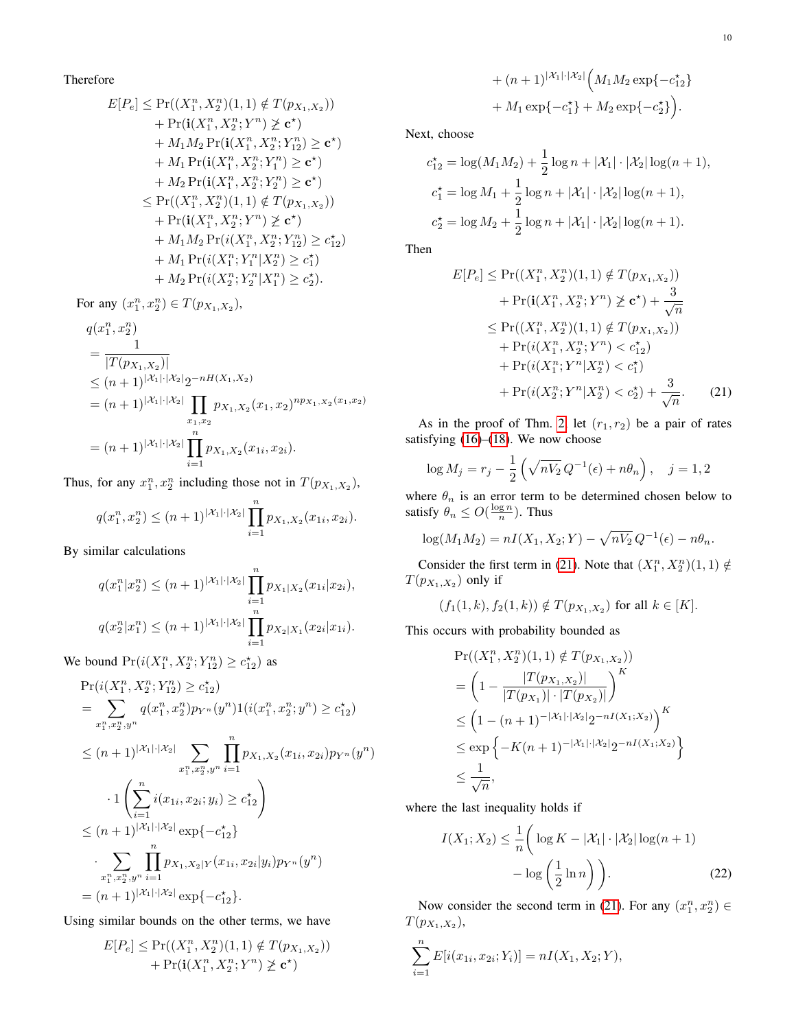Therefore

$$
\begin{aligned}
E[P_e] &\leq \Pr((X_1^n, X_2^n)(1,1) \notin T(p_{X_1,X_2})) \\
&\quad + \Pr(\mathbf{i}(X_1^n, X_2^n; Y^n) \ngeq \mathbf{c}^\star) \\
&\quad + M_1 M_2 \Pr(\mathbf{i}(X_1^n, X_2^n; Y_{12}^n) \geq \mathbf{c}^\star) \\
&\quad + M_1 \Pr(\mathbf{i}(X_1^n, X_2^n; Y_1^n) \geq \mathbf{c}^\star) \\
&\quad + M_2 \Pr(\mathbf{i}(X_1^n, X_2^n; Y_2^n) \geq \mathbf{c}^\star) \\
&\leq \Pr((X_1^n, X_2^n)(1,1) \notin T(p_{X_1,X_2})) \\
&\quad + \Pr(\mathbf{i}(X_1^n, X_2^n; Y^n) \ngeq \mathbf{c}^\star) \\
&\quad + M_1 M_2 \Pr(i(X_1^n, X_2^n; Y_{12}^n) \geq c_{12}^\star) \\
&\quad + M_1 \Pr(i(X_1^n; Y_1^n | X_2^n) \geq c_1^\star) \\
&\quad + M_2 \Pr(i(X_2^n; Y_2^n | X_1^n) \geq c_2^\star).
\end{aligned}
$$

For any $(x_1^n, x_2^n) \in T(p_{X_1,X_2})$,

$$
\begin{aligned}
&q(x_1^n, x_2^n) \\
&= \frac{1}{|T(p_{X_1,X_2})|} \\
&\leq (n+1)^{|\mathcal{X}_1|\cdot|\mathcal{X}_2|} 2^{-nH(X_1,X_2)} \\
&= (n+1)^{|\mathcal{X}_1|\cdot|\mathcal{X}_2|} \prod_{x_1,x_2} p_{X_1,X_2}(x_1,x_2)^{np_{X_1,X_2}(x_1,x_2)} \\
&= (n+1)^{|\mathcal{X}_1|\cdot|\mathcal{X}_2|} \prod_{i=1}^n p_{X_1,X_2}(x_{1i}, x_{2i}).
\end{aligned}
$$

Thus, for any $x_1^n, x_2^n$ including those not in $T(p_{X_1,X_2})$,

$$
q(x_1^n, x_2^n) \leq (n+1)^{|\mathcal{X}_1|\cdot|\mathcal{X}_2|} \prod_{i=1}^n p_{X_1,X_2}(x_{1i}, x_{2i}).
$$

By similar calculations

$$
\begin{aligned}
q(x_1^n | x_2^n) &\leq (n+1)^{|\mathcal{X}_1|\cdot|\mathcal{X}_2|} \prod_{i=1}^n p_{X_1|X_2}(x_{1i}|x_{2i}), \\
q(x_2^n | x_1^n) &\leq (n+1)^{|\mathcal{X}_1|\cdot|\mathcal{X}_2|} \prod_{i=1}^n p_{X_2|X_1}(x_{2i}|x_{1i}).
\end{aligned}
$$

We bound $\Pr(i(X_1^n, X_2^n; Y_{12}^n) \geq c_{12}^\star)$ as

$$
\begin{aligned}
&\Pr(i(X_1^n, X_2^n; Y_{12}^n) \geq c_{12}^\star) \\
&= \sum_{x_1^n, x_2^n, y^n} q(x_1^n, x_2^n) p_{Y^n}(y^n) 1(i(x_1^n, x_2^n; y^n) \geq c_{12}^\star) \\
&\leq (n+1)^{|\mathcal{X}_1|\cdot|\mathcal{X}_2|} \sum_{x_1^n, x_2^n, y^n} \prod_{i=1}^n p_{X_1,X_2}(x_{1i}, x_{2i}) p_{Y^n}(y^n) \\
&\qquad \cdot 1\left( \sum_{i=1}^n i(x_{1i}, x_{2i}; y_i) \geq c_{12}^\star \right) \\
&\leq (n+1)^{|\mathcal{X}_1|\cdot|\mathcal{X}_2|} \exp\{-c_{12}^\star\} \\
&\qquad \cdot \sum_{x_1^n, x_2^n, y^n} \prod_{i=1}^n p_{X_1,X_2|Y}(x_{1i}, x_{2i}|y_i) p_{Y^n}(y^n) \\
&= (n+1)^{|\mathcal{X}_1|\cdot|\mathcal{X}_2|} \exp\{-c_{12}^\star\}.
\end{aligned}
$$

Using similar bounds on the other terms, we have

$$
\begin{aligned}
E[P_e] &\leq \Pr((X_1^n, X_2^n)(1,1) \notin T(p_{X_1,X_2})) \\
&\quad + \Pr(\mathbf{i}(X_1^n, X_2^n; Y^n) \ngeq \mathbf{c}^\star) \\
&\quad + (n+1)^{|\mathcal{X}_1|\cdot|\mathcal{X}_2|} \Big( M_1 M_2 \exp\{-c_{12}^\star\} \\
&\quad + M_1 \exp\{-c_1^\star\} + M_2 \exp\{-c_2^\star\} \Big).
\end{aligned}
$$

Next, choose

$$
\begin{aligned}
c_{12}^\star &= \log(M_1 M_2) + \frac{1}{2}\log n + |\mathcal{X}_1|\cdot|\mathcal{X}_2| \log(n+1), \\
c_1^\star &= \log M_1 + \frac{1}{2}\log n + |\mathcal{X}_1|\cdot|\mathcal{X}_2| \log(n+1), \\
c_2^\star &= \log M_2 + \frac{1}{2}\log n + |\mathcal{X}_1|\cdot|\mathcal{X}_2| \log(n+1).
\end{aligned}
$$

Then

$$
\begin{aligned}
E[P_e] &\leq \Pr((X_1^n, X_2^n)(1,1) \notin T(p_{X_1,X_2})) \\
&\quad + \Pr(\mathbf{i}(X_1^n, X_2^n; Y^n) \ngeq \mathbf{c}^\star) + \frac{3}{\sqrt{n}} \\
&\leq \Pr((X_1^n, X_2^n)(1,1) \notin T(p_{X_1,X_2})) \\
&\quad + \Pr(i(X_1^n, X_2^n; Y^n) < c_{12}^\star) \\
&\quad + \Pr(i(X_1^n; Y^n | X_2^n) < c_1^\star) \\
&\quad + \Pr(i(X_2^n; Y^n | X_2^n) < c_2^\star) + \frac{3}{\sqrt{n}}. \qquad (21)
\end{aligned}
$$

As in the proof of Thm. 2, let $(r_1, r_2)$ be a pair of rates satisfying (16)–(18). We now choose

$$
\log M_j = r_j - \frac{1}{2}\left( \sqrt{nV_2}\, Q^{-1}(\epsilon) + n\theta_n \right), \quad j = 1, 2
$$

where $\theta_n$ is an error term to be determined chosen below to satisfy $\theta_n \leq O(\frac{\log n}{n})$. Thus

$$
\log(M_1 M_2) = nI(X_1, X_2; Y) - \sqrt{nV_2}\, Q^{-1}(\epsilon) - n\theta_n.
$$

Consider the first term in (21). Note that $(X_1^n, X_2^n)(1,1) \notin T(p_{X_1,X_2})$ only if

$$
(f_1(1,k), f_2(1,k)) \notin T(p_{X_1,X_2}) \text{ for all } k \in [K].
$$

This occurs with probability bounded as

$$
\begin{aligned}
&\Pr((X_1^n, X_2^n)(1,1) \notin T(p_{X_1,X_2})) \\
&= \left( 1 - \frac{|T(p_{X_1,X_2})|}{|T(p_{X_1})| \cdot |T(p_{X_2})|} \right)^K \\
&\leq \left( 1 - (n+1)^{-|\mathcal{X}_1|\cdot|\mathcal{X}_2|} 2^{-nI(X_1;X_2)} \right)^K \\
&\leq \exp\left\{ -K(n+1)^{-|\mathcal{X}_1|\cdot|\mathcal{X}_2|} 2^{-nI(X_1;X_2)} \right\} \\
&\leq \frac{1}{\sqrt{n}},
\end{aligned}
$$

where the last inequality holds if

$$
\begin{aligned}
I(X_1; X_2) \leq \frac{1}{n}\bigg( &\log K - |\mathcal{X}_1|\cdot|\mathcal{X}_2| \log(n+1) \\
&- \log\left( \frac{1}{2} \ln n \right) \bigg). \qquad (22)
\end{aligned}
$$

Now consider the second term in (21). For any $(x_1^n, x_2^n) \in T(p_{X_1,X_2})$,

$$
\sum_{i=1}^n E[i(x_{1i}, x_{2i}; Y_i)] = nI(X_1, X_2; Y),
$$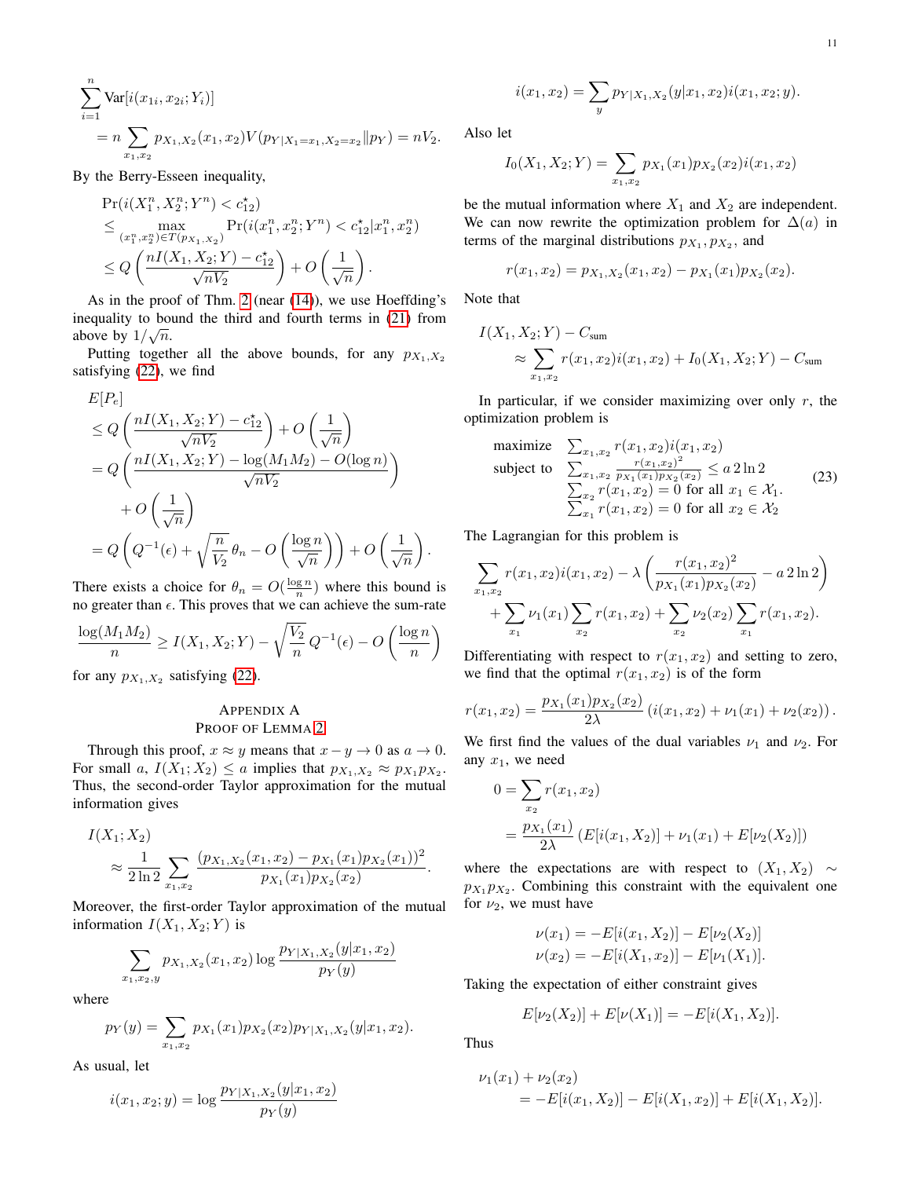$$\sum_{i=1}^{n} \text{Var}[i(x_{1i}, x_{2i}; Y_i)]$$
$$= n \sum_{x_1,x_2} p_{X_1,X_2}(x_1,x_2) V(p_{Y|X_1=x_1,X_2=x_2} \| p_Y) = nV_2.$$

By the Berry-Esseen inequality,

$$\begin{aligned}
&\Pr(i(X_1^n, X_2^n; Y^n) < c_{12}^\star) \\
&\le \max_{(x_1^n,x_2^n)\in T(p_{X_1,X_2})} \Pr(i(x_1^n, x_2^n; Y^n) < c_{12}^\star | x_1^n, x_2^n) \\
&\le Q\left(\frac{nI(X_1,X_2;Y) - c_{12}^\star}{\sqrt{nV_2}}\right) + O\left(\frac{1}{\sqrt{n}}\right).
\end{aligned}$$

As in the proof of Thm. 2 (near (14)), we use Hoeffding's inequality to bound the third and fourth terms in (21) from above by $1/\sqrt{n}$.

Putting together all the above bounds, for any $p_{X_1,X_2}$ satisfying (22), we find

$$\begin{aligned}
&E[P_e] \\
&\le Q\left(\frac{nI(X_1,X_2;Y) - c_{12}^\star}{\sqrt{nV_2}}\right) + O\left(\frac{1}{\sqrt{n}}\right) \\
&= Q\left(\frac{nI(X_1,X_2;Y) - \log(M_1M_2) - O(\log n)}{\sqrt{nV_2}}\right) \\
&\quad + O\left(\frac{1}{\sqrt{n}}\right) \\
&= Q\left(Q^{-1}(\epsilon) + \sqrt{\frac{n}{V_2}}\theta_n - O\left(\frac{\log n}{\sqrt{n}}\right)\right) + O\left(\frac{1}{\sqrt{n}}\right).
\end{aligned}$$

There exists a choice for $\theta_n = O(\frac{\log n}{n})$ where this bound is no greater than $\epsilon$. This proves that we can achieve the sum-rate

$$\frac{\log(M_1M_2)}{n} \ge I(X_1,X_2;Y) - \sqrt{\frac{V_2}{n}}Q^{-1}(\epsilon) - O\left(\frac{\log n}{n}\right)$$

for any $p_{X_1,X_2}$ satisfying (22).

## Appendix A
## Proof of Lemma 2

Through this proof, $x \approx y$ means that $x - y \to 0$ as $a \to 0$. For small $a$, $I(X_1;X_2) \le a$ implies that $p_{X_1,X_2} \approx p_{X_1}p_{X_2}$. Thus, the second-order Taylor approximation for the mutual information gives

$$I(X_1;X_2) \approx \frac{1}{2\ln 2}\sum_{x_1,x_2} \frac{(p_{X_1,X_2}(x_1,x_2) - p_{X_1}(x_1)p_{X_2}(x_1))^2}{p_{X_1}(x_1)p_{X_2}(x_2)}.$$

Moreover, the first-order Taylor approximation of the mutual information $I(X_1,X_2;Y)$ is

$$\sum_{x_1,x_2,y} p_{X_1,X_2}(x_1,x_2) \log \frac{p_{Y|X_1,X_2}(y|x_1,x_2)}{p_Y(y)}$$

where

$$p_Y(y) = \sum_{x_1,x_2} p_{X_1}(x_1)p_{X_2}(x_2)p_{Y|X_1,X_2}(y|x_1,x_2).$$

As usual, let

$$i(x_1,x_2;y) = \log \frac{p_{Y|X_1,X_2}(y|x_1,x_2)}{p_Y(y)}$$

$$i(x_1,x_2) = \sum_y p_{Y|X_1,X_2}(y|x_1,x_2) i(x_1,x_2;y).$$

Also let

$$I_0(X_1,X_2;Y) = \sum_{x_1,x_2} p_{X_1}(x_1)p_{X_2}(x_2) i(x_1,x_2)$$

be the mutual information where $X_1$ and $X_2$ are independent. We can now rewrite the optimization problem for $\Delta(a)$ in terms of the marginal distributions $p_{X_1}, p_{X_2}$, and

$$r(x_1,x_2) = p_{X_1,X_2}(x_1,x_2) - p_{X_1}(x_1)p_{X_2}(x_2).$$

Note that

$$\begin{aligned}
&I(X_1,X_2;Y) - C_{\text{sum}} \\
&\approx \sum_{x_1,x_2} r(x_1,x_2) i(x_1,x_2) + I_0(X_1,X_2;Y) - C_{\text{sum}}
\end{aligned}$$

In particular, if we consider maximizing over only $r$, the optimization problem is

$$\begin{array}{ll}
\text{maximize} & \sum_{x_1,x_2} r(x_1,x_2) i(x_1,x_2) \\
\text{subject to} & \sum_{x_1,x_2} \frac{r(x_1,x_2)^2}{p_{X_1}(x_1)p_{X_2}(x_2)} \le a\, 2\ln 2 \\
& \sum_{x_2} r(x_1,x_2) = 0 \text{ for all } x_1 \in \mathcal{X}_1. \\
& \sum_{x_1} r(x_1,x_2) = 0 \text{ for all } x_2 \in \mathcal{X}_2
\end{array} \tag{23}$$

The Lagrangian for this problem is

$$\begin{aligned}
&\sum_{x_1,x_2} r(x_1,x_2) i(x_1,x_2) - \lambda\left(\frac{r(x_1,x_2)^2}{p_{X_1}(x_1)p_{X_2}(x_2)} - a\,2\ln 2\right) \\
&+ \sum_{x_1} \nu_1(x_1) \sum_{x_2} r(x_1,x_2) + \sum_{x_2} \nu_2(x_2) \sum_{x_1} r(x_1,x_2).
\end{aligned}$$

Differentiating with respect to $r(x_1,x_2)$ and setting to zero, we find that the optimal $r(x_1,x_2)$ is of the form

$$r(x_1,x_2) = \frac{p_{X_1}(x_1)p_{X_2}(x_2)}{2\lambda}\left(i(x_1,x_2) + \nu_1(x_1) + \nu_2(x_2)\right).$$

We first find the values of the dual variables $\nu_1$ and $\nu_2$. For any $x_1$, we need

$$\begin{aligned}
0 &= \sum_{x_2} r(x_1,x_2) \\
&= \frac{p_{X_1}(x_1)}{2\lambda}\left(E[i(x_1,X_2)] + \nu_1(x_1) + E[\nu_2(X_2)]\right)
\end{aligned}$$

where the expectations are with respect to $(X_1,X_2) \sim p_{X_1}p_{X_2}$. Combining this constraint with the equivalent one for $\nu_2$, we must have

$$\begin{aligned}
\nu(x_1) &= -E[i(x_1,X_2)] - E[\nu_2(X_2)] \\
\nu(x_2) &= -E[i(X_1,x_2)] - E[\nu_1(X_1)].
\end{aligned}$$

Taking the expectation of either constraint gives

$$E[\nu_2(X_2)] + E[\nu(X_1)] = -E[i(X_1,X_2)].$$

Thus

$$\begin{aligned}
&\nu_1(x_1) + \nu_2(x_2) \\
&\quad = -E[i(x_1,X_2)] - E[i(X_1,x_2)] + E[i(X_1,X_2)].
\end{aligned}$$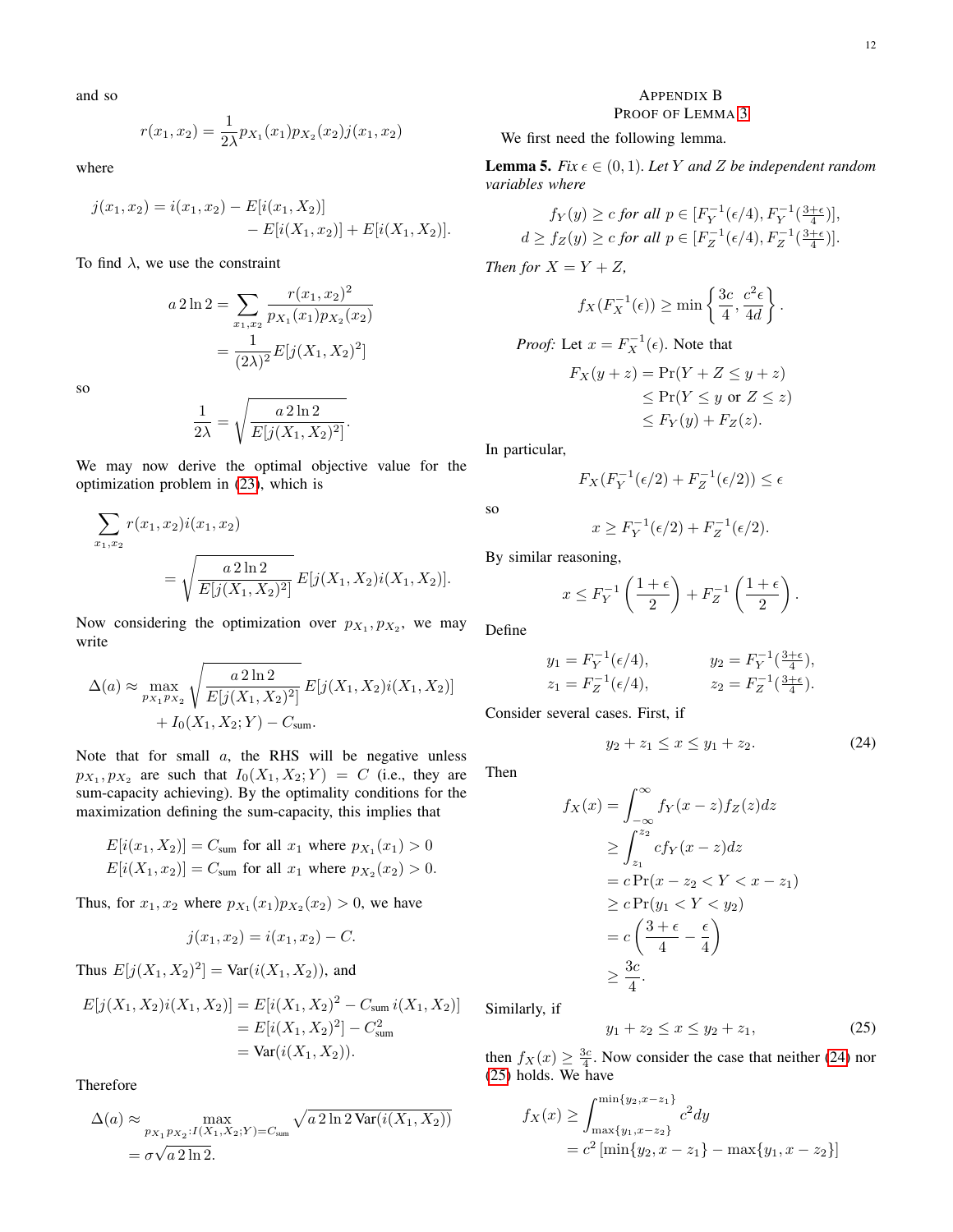and so

$$r(x_1, x_2) = \frac{1}{2\lambda} p_{X_1}(x_1) p_{X_2}(x_2) j(x_1, x_2)$$

where

$$j(x_1, x_2) = i(x_1, x_2) - E[i(x_1, X_2)] - E[i(X_1, x_2)] + E[i(X_1, X_2)].$$

To find $\lambda$, we use the constraint

$$a\, 2\ln 2 = \sum_{x_1, x_2} \frac{r(x_1, x_2)^2}{p_{X_1}(x_1) p_{X_2}(x_2)} = \frac{1}{(2\lambda)^2} E[j(X_1, X_2)^2]$$

so

$$\frac{1}{2\lambda} = \sqrt{\frac{a\, 2\ln 2}{E[j(X_1, X_2)^2]}}.$$

We may now derive the optimal objective value for the optimization problem in (23), which is

$$\sum_{x_1, x_2} r(x_1, x_2) i(x_1, x_2) = \sqrt{\frac{a\, 2\ln 2}{E[j(X_1, X_2)^2]}}\, E[j(X_1, X_2) i(X_1, X_2)].$$

Now considering the optimization over $p_{X_1}, p_{X_2}$, we may write

$$\Delta(a) \approx \max_{p_{X_1} p_{X_2}} \sqrt{\frac{a\, 2\ln 2}{E[j(X_1, X_2)^2]}}\, E[j(X_1, X_2) i(X_1, X_2)] + I_0(X_1, X_2; Y) - C_{\text{sum}}.$$

Note that for small $a$, the RHS will be negative unless $p_{X_1}, p_{X_2}$ are such that $I_0(X_1, X_2; Y) = C$ (i.e., they are sum-capacity achieving). By the optimality conditions for the maximization defining the sum-capacity, this implies that

$$E[i(x_1, X_2)] = C_{\text{sum}} \text{ for all } x_1 \text{ where } p_{X_1}(x_1) > 0$$
$$E[i(X_1, x_2)] = C_{\text{sum}} \text{ for all } x_1 \text{ where } p_{X_2}(x_2) > 0.$$

Thus, for $x_1, x_2$ where $p_{X_1}(x_1) p_{X_2}(x_2) > 0$, we have

$$j(x_1, x_2) = i(x_1, x_2) - C.$$

Thus $E[j(X_1, X_2)^2] = \text{Var}(i(X_1, X_2))$, and

$$\begin{aligned}
E[j(X_1, X_2) i(X_1, X_2)] &= E[i(X_1, X_2)^2 - C_{\text{sum}}\, i(X_1, X_2)] \\
&= E[i(X_1, X_2)^2] - C_{\text{sum}}^2 \\
&= \text{Var}(i(X_1, X_2)).
\end{aligned}$$

Therefore

$$\begin{aligned}
\Delta(a) &\approx \max_{p_{X_1} p_{X_2} : I(X_1, X_2; Y) = C_{\text{sum}}} \sqrt{a\, 2\ln 2\, \text{Var}(i(X_1, X_2))} \\
&= \sigma \sqrt{a\, 2\ln 2}.
\end{aligned}$$

## Appendix B
## Proof of Lemma 3

We first need the following lemma.

**Lemma 5.** *Fix $\epsilon \in (0, 1)$. Let $Y$ and $Z$ be independent random variables where*

$$f_Y(y) \geq c \text{ for all } p \in [F_Y^{-1}(\epsilon/4), F_Y^{-1}(\tfrac{3+\epsilon}{4})],$$
$$d \geq f_Z(y) \geq c \text{ for all } p \in [F_Z^{-1}(\epsilon/4), F_Z^{-1}(\tfrac{3+\epsilon}{4})].$$

*Then for $X = Y + Z$,*

$$f_X(F_X^{-1}(\epsilon)) \geq \min\left\{\frac{3c}{4}, \frac{c^2 \epsilon}{4d}\right\}.$$

*Proof:* Let $x = F_X^{-1}(\epsilon)$. Note that

$$\begin{aligned}
F_X(y + z) &= \Pr(Y + Z \leq y + z) \\
&\leq \Pr(Y \leq y \text{ or } Z \leq z) \\
&\leq F_Y(y) + F_Z(z).
\end{aligned}$$

In particular,

$$F_X(F_Y^{-1}(\epsilon/2) + F_Z^{-1}(\epsilon/2)) \leq \epsilon$$

so

$$x \geq F_Y^{-1}(\epsilon/2) + F_Z^{-1}(\epsilon/2).$$

By similar reasoning,

$$x \leq F_Y^{-1}\left(\frac{1+\epsilon}{2}\right) + F_Z^{-1}\left(\frac{1+\epsilon}{2}\right).$$

Define

$$y_1 = F_Y^{-1}(\epsilon/4), \qquad y_2 = F_Y^{-1}(\tfrac{3+\epsilon}{4}),$$
$$z_1 = F_Z^{-1}(\epsilon/4), \qquad z_2 = F_Z^{-1}(\tfrac{3+\epsilon}{4}).$$

Consider several cases. First, if

$$y_2 + z_1 \leq x \leq y_1 + z_2. \tag{24}$$

Then

$$\begin{aligned}
f_X(x) &= \int_{-\infty}^{\infty} f_Y(x - z) f_Z(z) dz \\
&\geq \int_{z_1}^{z_2} c f_Y(x - z) dz \\
&= c \Pr(x - z_2 < Y < x - z_1) \\
&\geq c \Pr(y_1 < Y < y_2) \\
&= c\left(\frac{3+\epsilon}{4} - \frac{\epsilon}{4}\right) \\
&\geq \frac{3c}{4}.
\end{aligned}$$

Similarly, if

$$y_1 + z_2 \leq x \leq y_2 + z_1, \tag{25}$$

then $f_X(x) \geq \frac{3c}{4}$. Now consider the case that neither (24) nor (25) holds. We have

$$\begin{aligned}
f_X(x) &\geq \int_{\max\{y_1, x - z_2\}}^{\min\{y_2, x - z_1\}} c^2 dy \\
&= c^2 \left[\min\{y_2, x - z_1\} - \max\{y_1, x - z_2\}\right]
\end{aligned}$$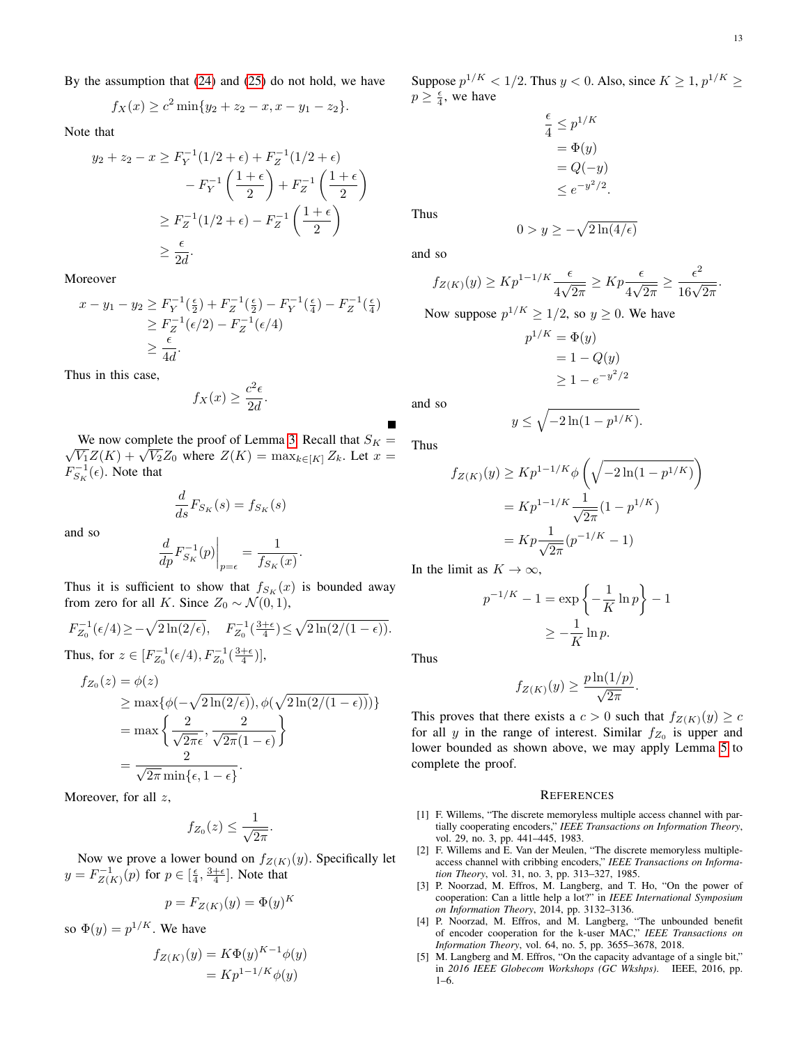By the assumption that (24) and (25) do not hold, we have

$$f_X(x) \geq c^2 \min\{y_2 + z_2 - x, x - y_1 - z_2\}.$$

Note that

$$\begin{aligned}
y_2 + z_2 - x &\geq F_Y^{-1}(1/2+\epsilon) + F_Z^{-1}(1/2+\epsilon) \\
&\quad - F_Y^{-1}\left(\frac{1+\epsilon}{2}\right) + F_Z^{-1}\left(\frac{1+\epsilon}{2}\right) \\
&\geq F_Z^{-1}(1/2+\epsilon) - F_Z^{-1}\left(\frac{1+\epsilon}{2}\right) \\
&\geq \frac{\epsilon}{2d}.
\end{aligned}$$

Moreover

$$\begin{aligned}
x - y_1 - y_2 &\geq F_Y^{-1}(\tfrac{\epsilon}{2}) + F_Z^{-1}(\tfrac{\epsilon}{2}) - F_Y^{-1}(\tfrac{\epsilon}{4}) - F_Z^{-1}(\tfrac{\epsilon}{4}) \\
&\geq F_Z^{-1}(\epsilon/2) - F_Z^{-1}(\epsilon/4) \\
&\geq \frac{\epsilon}{4d}.
\end{aligned}$$

Thus in this case,

$$f_X(x) \geq \frac{c^2\epsilon}{2d}.$$

∎

We now complete the proof of Lemma 3. Recall that $S_K = \sqrt{V_1}Z(K) + \sqrt{V_2}Z_0$ where $Z(K) = \max_{k\in[K]} Z_k$. Let $x = F_{S_K}^{-1}(\epsilon)$. Note that

$$\frac{d}{ds}F_{S_K}(s) = f_{S_K}(s)$$

and so

$$\frac{d}{dp}F_{S_K}^{-1}(p)\bigg|_{p=\epsilon} = \frac{1}{f_{S_K}(x)}.$$

Thus it is sufficient to show that $f_{S_K}(x)$ is bounded away from zero for all $K$. Since $Z_0 \sim \mathcal{N}(0,1)$,

$$F_{Z_0}^{-1}(\epsilon/4) \geq -\sqrt{2\ln(2/\epsilon)}, \quad F_{Z_0}^{-1}(\tfrac{3+\epsilon}{4}) \leq \sqrt{2\ln(2/(1-\epsilon))}.$$

Thus, for $z \in [F_{Z_0}^{-1}(\epsilon/4), F_{Z_0}^{-1}(\frac{3+\epsilon}{4})]$,

$$\begin{aligned}
f_{Z_0}(z) &= \phi(z) \\
&\geq \max\{\phi(-\sqrt{2\ln(2/\epsilon)}), \phi(\sqrt{2\ln(2/(1-\epsilon))})\} \\
&= \max\left\{\frac{2}{\sqrt{2\pi}\epsilon}, \frac{2}{\sqrt{2\pi}(1-\epsilon)}\right\} \\
&= \frac{2}{\sqrt{2\pi}\min\{\epsilon, 1-\epsilon\}}.
\end{aligned}$$

Moreover, for all $z$,

$$f_{Z_0}(z) \leq \frac{1}{\sqrt{2\pi}}.$$

Now we prove a lower bound on $f_{Z(K)}(y)$. Specifically let $y = F_{Z(K)}^{-1}(p)$ for $p \in [\frac{\epsilon}{4}, \frac{3+\epsilon}{4}]$. Note that

$$p = F_{Z(K)}(y) = \Phi(y)^K$$

so $\Phi(y) = p^{1/K}$. We have

$$\begin{aligned}
f_{Z(K)}(y) &= K\Phi(y)^{K-1}\phi(y) \\
&= Kp^{1-1/K}\phi(y)
\end{aligned}$$

Suppose $p^{1/K} < 1/2$. Thus $y < 0$. Also, since $K \geq 1$, $p^{1/K} \geq p \geq \frac{\epsilon}{4}$, we have

$$\begin{aligned}
\frac{\epsilon}{4} &\leq p^{1/K} \\
&= \Phi(y) \\
&= Q(-y) \\
&\leq e^{-y^2/2}.
\end{aligned}$$

Thus

$$0 > y \geq -\sqrt{2\ln(4/\epsilon)}$$

and so

$$f_{Z(K)}(y) \geq Kp^{1-1/K}\frac{\epsilon}{4\sqrt{2\pi}} \geq Kp\frac{\epsilon}{4\sqrt{2\pi}} \geq \frac{\epsilon^2}{16\sqrt{2\pi}}.$$

Now suppose $p^{1/K} \geq 1/2$, so $y \geq 0$. We have

$$\begin{aligned}
p^{1/K} &= \Phi(y) \\
&= 1 - Q(y) \\
&\geq 1 - e^{-y^2/2}
\end{aligned}$$

and so

$$y \leq \sqrt{-2\ln(1-p^{1/K})}.$$

Thus

$$\begin{aligned}
f_{Z(K)}(y) &\geq Kp^{1-1/K}\phi\left(\sqrt{-2\ln(1-p^{1/K})}\right) \\
&= Kp^{1-1/K}\frac{1}{\sqrt{2\pi}}(1-p^{1/K}) \\
&= Kp\frac{1}{\sqrt{2\pi}}(p^{-1/K}-1)
\end{aligned}$$

In the limit as $K \to \infty$,

$$\begin{aligned}
p^{-1/K} - 1 &= \exp\left\{-\frac{1}{K}\ln p\right\} - 1 \\
&\geq -\frac{1}{K}\ln p.
\end{aligned}$$

Thus

$$f_{Z(K)}(y) \geq \frac{p\ln(1/p)}{\sqrt{2\pi}}.$$

This proves that there exists a $c > 0$ such that $f_{Z(K)}(y) \geq c$ for all $y$ in the range of interest. Similar $f_{Z_0}$ is upper and lower bounded as shown above, we may apply Lemma 5 to complete the proof.

## References

[1] F. Willems, "The discrete memoryless multiple access channel with partially cooperating encoders," *IEEE Transactions on Information Theory*, vol. 29, no. 3, pp. 441–445, 1983.

[2] F. Willems and E. Van der Meulen, "The discrete memoryless multiple-access channel with cribbing encoders," *IEEE Transactions on Information Theory*, vol. 31, no. 3, pp. 313–327, 1985.

[3] P. Noorzad, M. Effros, M. Langberg, and T. Ho, "On the power of cooperation: Can a little help a lot?" in *IEEE International Symposium on Information Theory*, 2014, pp. 3132–3136.

[4] P. Noorzad, M. Effros, and M. Langberg, "The unbounded benefit of encoder cooperation for the k-user MAC," *IEEE Transactions on Information Theory*, vol. 64, no. 5, pp. 3655–3678, 2018.

[5] M. Langberg and M. Effros, "On the capacity advantage of a single bit," in *2016 IEEE Globecom Workshops (GC Wkshps)*. IEEE, 2016, pp. 1–6.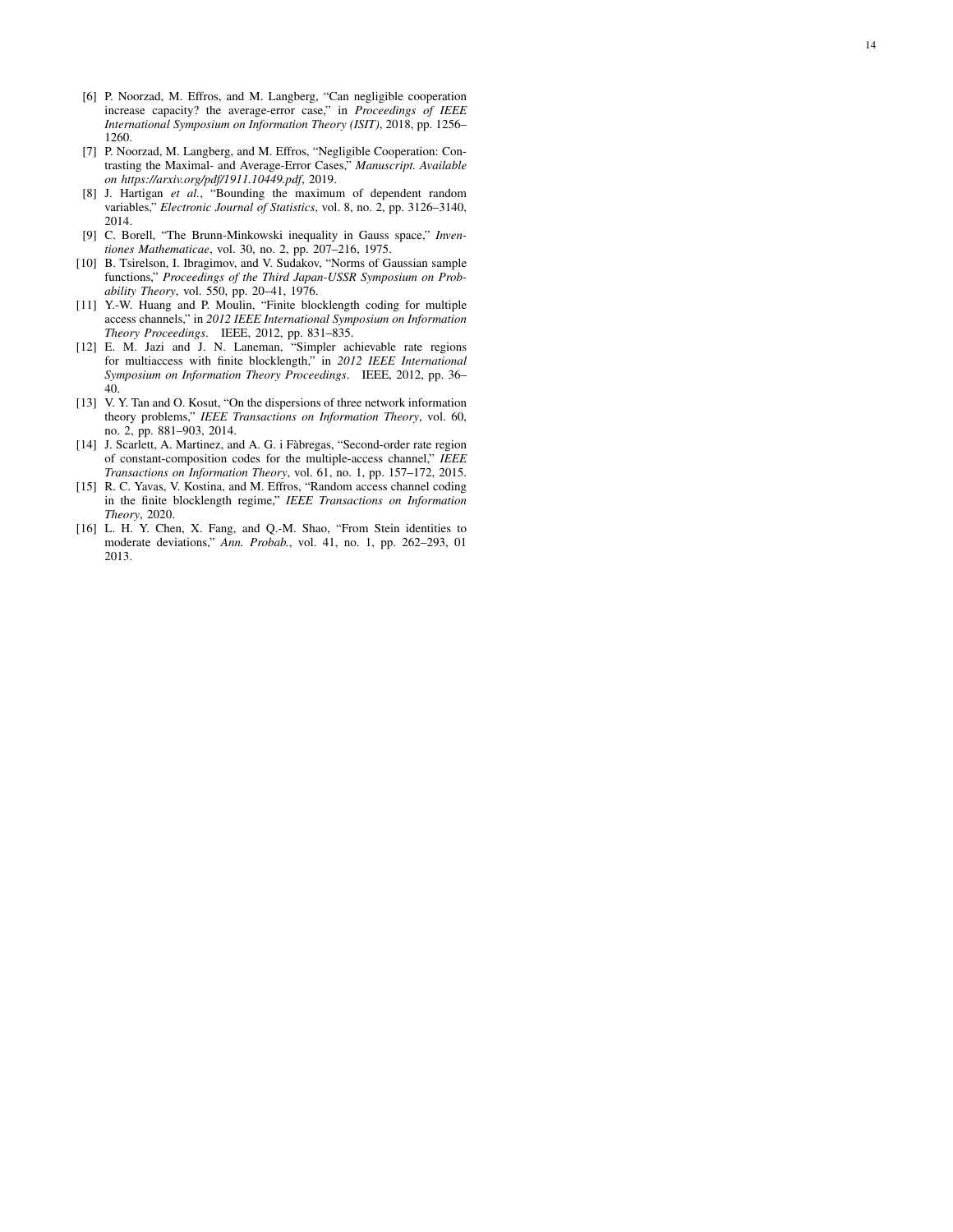[6] P. Noorzad, M. Effros, and M. Langberg, "Can negligible cooperation increase capacity? the average-error case," in *Proceedings of IEEE International Symposium on Information Theory (ISIT)*, 2018, pp. 1256–1260.

[7] P. Noorzad, M. Langberg, and M. Effros, "Negligible Cooperation: Contrasting the Maximal- and Average-Error Cases," *Manuscript. Available on https://arxiv.org/pdf/1911.10449.pdf*, 2019.

[8] J. Hartigan *et al.*, "Bounding the maximum of dependent random variables," *Electronic Journal of Statistics*, vol. 8, no. 2, pp. 3126–3140, 2014.

[9] C. Borell, "The Brunn-Minkowski inequality in Gauss space," *Inventiones Mathematicae*, vol. 30, no. 2, pp. 207–216, 1975.

[10] B. Tsirelson, I. Ibragimov, and V. Sudakov, "Norms of Gaussian sample functions," *Proceedings of the Third Japan-USSR Symposium on Probability Theory*, vol. 550, pp. 20–41, 1976.

[11] Y.-W. Huang and P. Moulin, "Finite blocklength coding for multiple access channels," in *2012 IEEE International Symposium on Information Theory Proceedings*. IEEE, 2012, pp. 831–835.

[12] E. M. Jazi and J. N. Laneman, "Simpler achievable rate regions for multiaccess with finite blocklength," in *2012 IEEE International Symposium on Information Theory Proceedings*. IEEE, 2012, pp. 36–40.

[13] V. Y. Tan and O. Kosut, "On the dispersions of three network information theory problems," *IEEE Transactions on Information Theory*, vol. 60, no. 2, pp. 881–903, 2014.

[14] J. Scarlett, A. Martinez, and A. G. i Fàbregas, "Second-order rate region of constant-composition codes for the multiple-access channel," *IEEE Transactions on Information Theory*, vol. 61, no. 1, pp. 157–172, 2015.

[15] R. C. Yavas, V. Kostina, and M. Effros, "Random access channel coding in the finite blocklength regime," *IEEE Transactions on Information Theory*, 2020.

[16] L. H. Y. Chen, X. Fang, and Q.-M. Shao, "From Stein identities to moderate deviations," *Ann. Probab.*, vol. 41, no. 1, pp. 262–293, 01 2013.